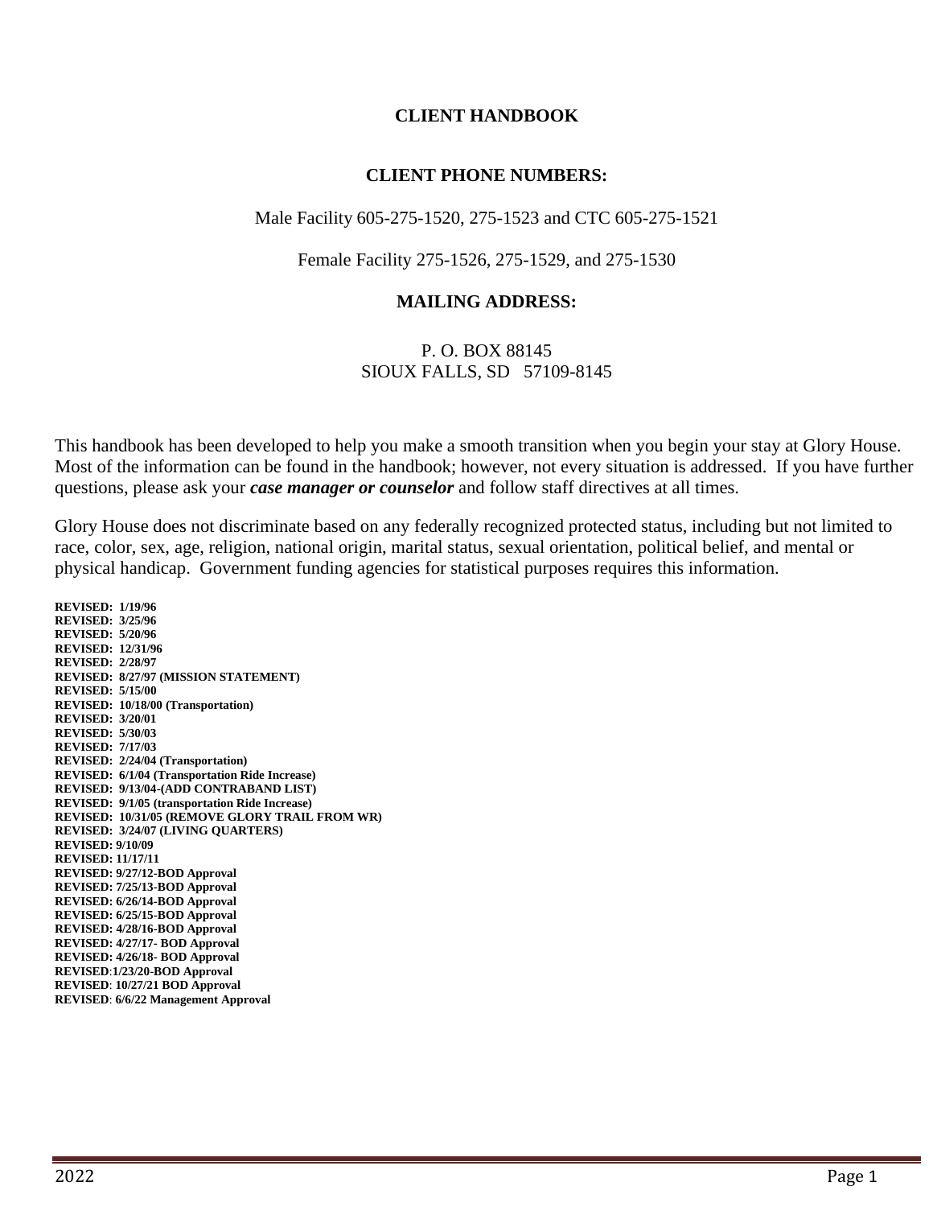# CLIENT HANDBOOK

## CLIENT PHONE NUMBERS:

Male Facility 605-275-1520, 275-1523 and CTC 605-275-1521

Female Facility 275-1526, 275-1529, and 275-1530

## MAILING ADDRESS:

P. O. BOX 88145
SIOUX FALLS, SD 57109-8145

This handbook has been developed to help you make a smooth transition when you begin your stay at Glory House. Most of the information can be found in the handbook; however, not every situation is addressed. If you have further questions, please ask your ***case manager or counselor*** and follow staff directives at all times.

Glory House does not discriminate based on any federally recognized protected status, including but not limited to race, color, sex, age, religion, national origin, marital status, sexual orientation, political belief, and mental or physical handicap. Government funding agencies for statistical purposes requires this information.

**REVISED: 1/19/96**
**REVISED: 3/25/96**
**REVISED: 5/20/96**
**REVISED: 12/31/96**
**REVISED: 2/28/97**
**REVISED: 8/27/97 (MISSION STATEMENT)**
**REVISED: 5/15/00**
**REVISED: 10/18/00 (Transportation)**
**REVISED: 3/20/01**
**REVISED: 5/30/03**
**REVISED: 7/17/03**
**REVISED: 2/24/04 (Transportation)**
**REVISED: 6/1/04 (Transportation Ride Increase)**
**REVISED: 9/13/04-(ADD CONTRABAND LIST)**
**REVISED: 9/1/05 (transportation Ride Increase)**
**REVISED: 10/31/05 (REMOVE GLORY TRAIL FROM WR)**
**REVISED: 3/24/07 (LIVING QUARTERS)**
**REVISED: 9/10/09**
**REVISED: 11/17/11**
**REVISED: 9/27/12-BOD Approval**
**REVISED: 7/25/13-BOD Approval**
**REVISED: 6/26/14-BOD Approval**
**REVISED: 6/25/15-BOD Approval**
**REVISED: 4/28/16-BOD Approval**
**REVISED: 4/27/17- BOD Approval**
**REVISED: 4/26/18- BOD Approval**
**REVISED:1/23/20-BOD Approval**
**REVISED: 10/27/21 BOD Approval**
**REVISED: 6/6/22 Management Approval**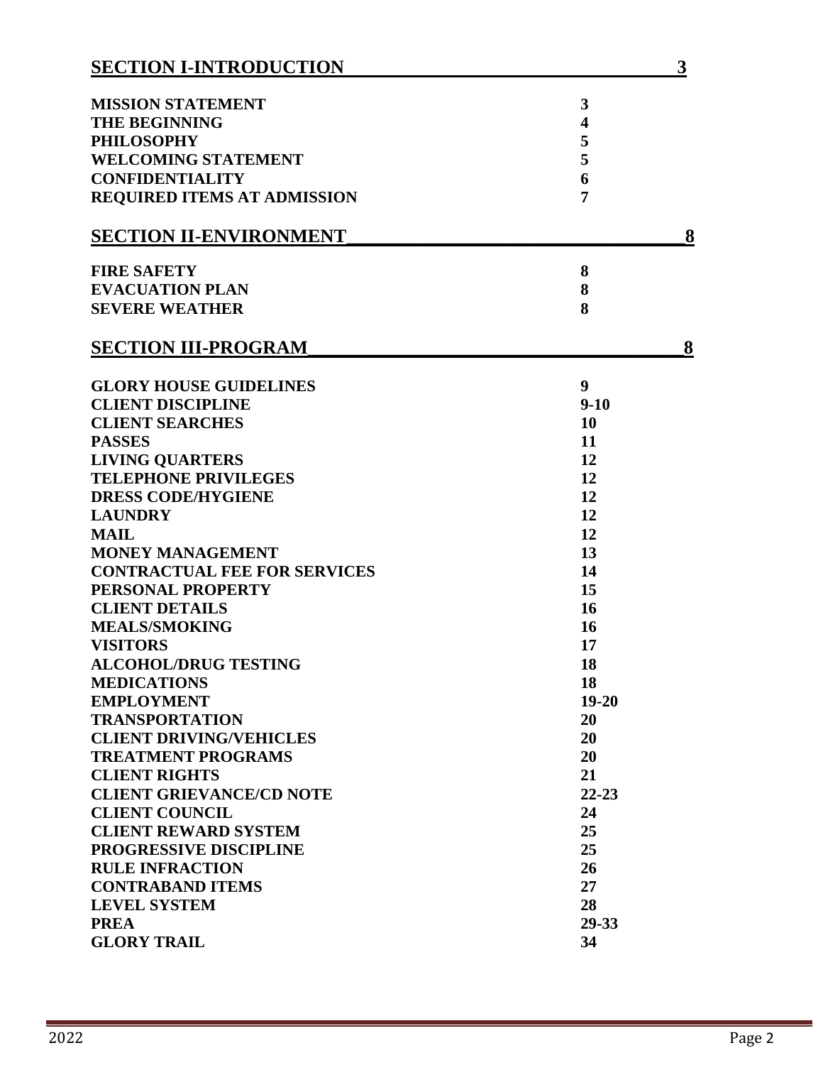| SECTION I-INTRODUCTION | 3 |
| --- | --- |
| MISSION STATEMENT | 3 |
| THE BEGINNING | 4 |
| PHILOSOPHY | 5 |
| WELCOMING STATEMENT | 5 |
| CONFIDENTIALITY | 6 |
| REQUIRED ITEMS AT ADMISSION | 7 |
| **SECTION II-ENVIRONMENT** | **8** |
| FIRE SAFETY | 8 |
| EVACUATION PLAN | 8 |
| SEVERE WEATHER | 8 |
| **SECTION III-PROGRAM** | **8** |
| GLORY HOUSE GUIDELINES | 9 |
| CLIENT DISCIPLINE | 9-10 |
| CLIENT SEARCHES | 10 |
| PASSES | 11 |
| LIVING QUARTERS | 12 |
| TELEPHONE PRIVILEGES | 12 |
| DRESS CODE/HYGIENE | 12 |
| LAUNDRY | 12 |
| MAIL | 12 |
| MONEY MANAGEMENT | 13 |
| CONTRACTUAL FEE FOR SERVICES | 14 |
| PERSONAL PROPERTY | 15 |
| CLIENT DETAILS | 16 |
| MEALS/SMOKING | 16 |
| VISITORS | 17 |
| ALCOHOL/DRUG TESTING | 18 |
| MEDICATIONS | 18 |
| EMPLOYMENT | 19-20 |
| TRANSPORTATION | 20 |
| CLIENT DRIVING/VEHICLES | 20 |
| TREATMENT PROGRAMS | 20 |
| CLIENT RIGHTS | 21 |
| CLIENT GRIEVANCE/CD NOTE | 22-23 |
| CLIENT COUNCIL | 24 |
| CLIENT REWARD SYSTEM | 25 |
| PROGRESSIVE DISCIPLINE | 25 |
| RULE INFRACTION | 26 |
| CONTRABAND ITEMS | 27 |
| LEVEL SYSTEM | 28 |
| PREA | 29-33 |
| GLORY TRAIL | 34 |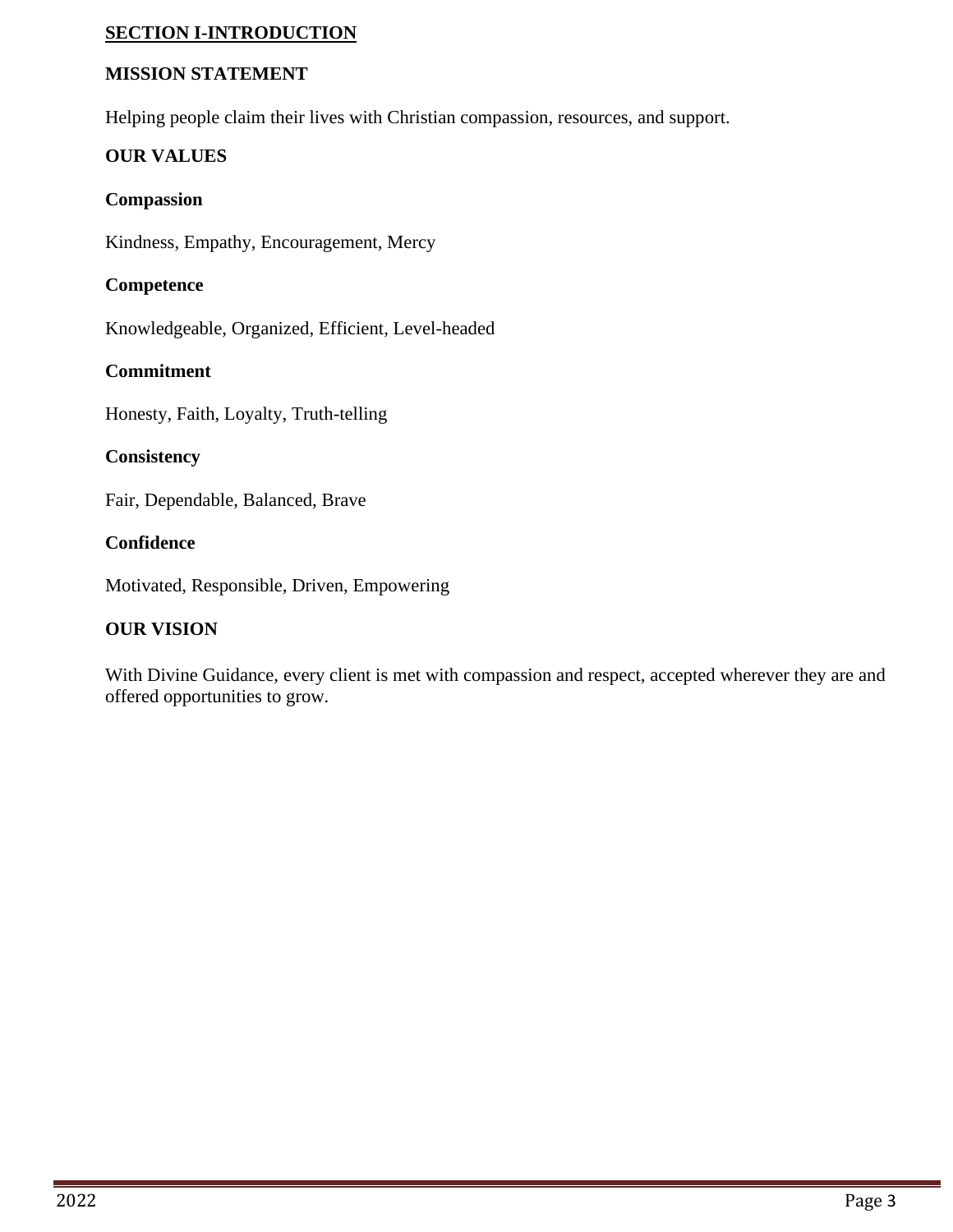# SECTION I-INTRODUCTION

## MISSION STATEMENT

Helping people claim their lives with Christian compassion, resources, and support.

## OUR VALUES

### Compassion

Kindness, Empathy, Encouragement, Mercy

### Competence

Knowledgeable, Organized, Efficient, Level-headed

### Commitment

Honesty, Faith, Loyalty, Truth-telling

### Consistency

Fair, Dependable, Balanced, Brave

### Confidence

Motivated, Responsible, Driven, Empowering

## OUR VISION

With Divine Guidance, every client is met with compassion and respect, accepted wherever they are and offered opportunities to grow.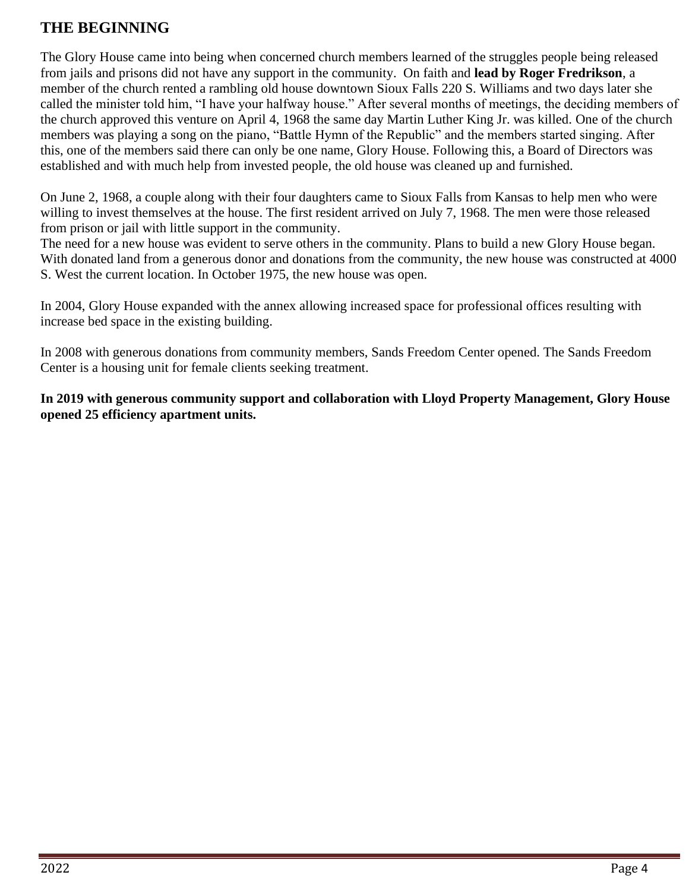## THE BEGINNING

The Glory House came into being when concerned church members learned of the struggles people being released from jails and prisons did not have any support in the community. On faith and **lead by Roger Fredrikson**, a member of the church rented a rambling old house downtown Sioux Falls 220 S. Williams and two days later she called the minister told him, "I have your halfway house." After several months of meetings, the deciding members of the church approved this venture on April 4, 1968 the same day Martin Luther King Jr. was killed. One of the church members was playing a song on the piano, "Battle Hymn of the Republic" and the members started singing. After this, one of the members said there can only be one name, Glory House. Following this, a Board of Directors was established and with much help from invested people, the old house was cleaned up and furnished.

On June 2, 1968, a couple along with their four daughters came to Sioux Falls from Kansas to help men who were willing to invest themselves at the house. The first resident arrived on July 7, 1968. The men were those released from prison or jail with little support in the community.
The need for a new house was evident to serve others in the community. Plans to build a new Glory House began. With donated land from a generous donor and donations from the community, the new house was constructed at 4000 S. West the current location. In October 1975, the new house was open.

In 2004, Glory House expanded with the annex allowing increased space for professional offices resulting with increase bed space in the existing building.

In 2008 with generous donations from community members, Sands Freedom Center opened. The Sands Freedom Center is a housing unit for female clients seeking treatment.

**In 2019 with generous community support and collaboration with Lloyd Property Management, Glory House opened 25 efficiency apartment units.**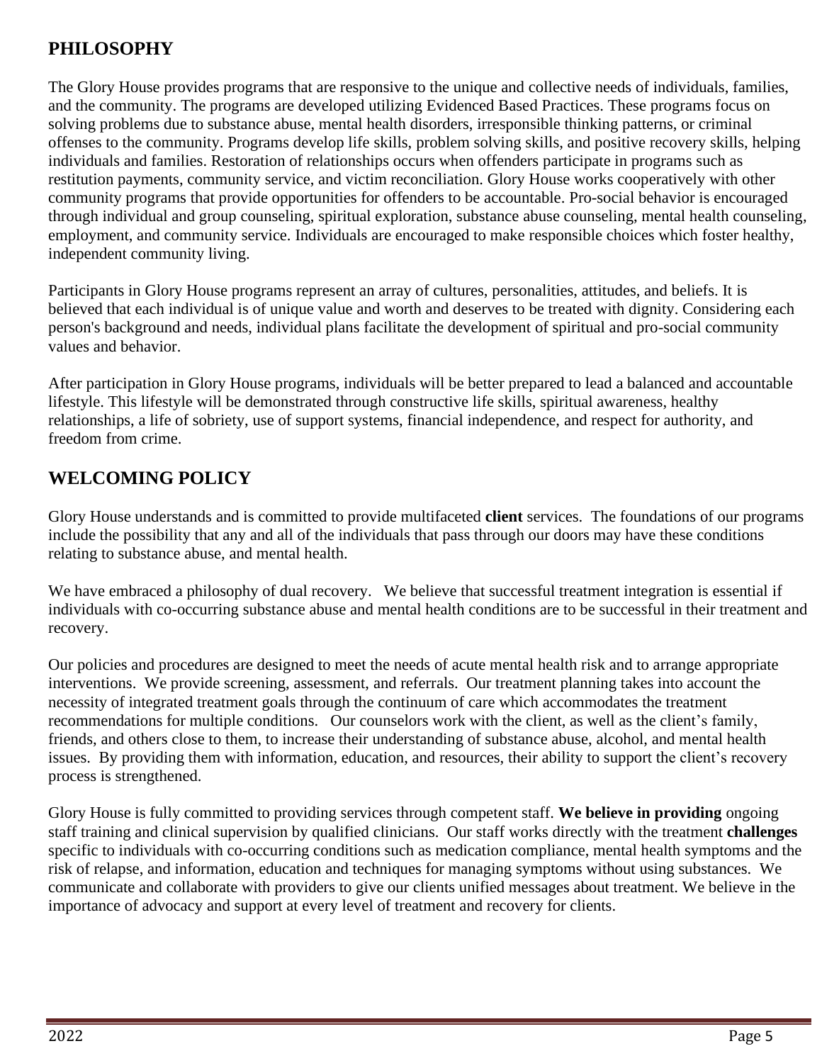## PHILOSOPHY

The Glory House provides programs that are responsive to the unique and collective needs of individuals, families, and the community. The programs are developed utilizing Evidenced Based Practices. These programs focus on solving problems due to substance abuse, mental health disorders, irresponsible thinking patterns, or criminal offenses to the community. Programs develop life skills, problem solving skills, and positive recovery skills, helping individuals and families. Restoration of relationships occurs when offenders participate in programs such as restitution payments, community service, and victim reconciliation. Glory House works cooperatively with other community programs that provide opportunities for offenders to be accountable. Pro-social behavior is encouraged through individual and group counseling, spiritual exploration, substance abuse counseling, mental health counseling, employment, and community service. Individuals are encouraged to make responsible choices which foster healthy, independent community living.

Participants in Glory House programs represent an array of cultures, personalities, attitudes, and beliefs. It is believed that each individual is of unique value and worth and deserves to be treated with dignity. Considering each person's background and needs, individual plans facilitate the development of spiritual and pro-social community values and behavior.

After participation in Glory House programs, individuals will be better prepared to lead a balanced and accountable lifestyle. This lifestyle will be demonstrated through constructive life skills, spiritual awareness, healthy relationships, a life of sobriety, use of support systems, financial independence, and respect for authority, and freedom from crime.

## WELCOMING POLICY

Glory House understands and is committed to provide multifaceted **client** services. The foundations of our programs include the possibility that any and all of the individuals that pass through our doors may have these conditions relating to substance abuse, and mental health.

We have embraced a philosophy of dual recovery. We believe that successful treatment integration is essential if individuals with co-occurring substance abuse and mental health conditions are to be successful in their treatment and recovery.

Our policies and procedures are designed to meet the needs of acute mental health risk and to arrange appropriate interventions. We provide screening, assessment, and referrals. Our treatment planning takes into account the necessity of integrated treatment goals through the continuum of care which accommodates the treatment recommendations for multiple conditions. Our counselors work with the client, as well as the client's family, friends, and others close to them, to increase their understanding of substance abuse, alcohol, and mental health issues. By providing them with information, education, and resources, their ability to support the client's recovery process is strengthened.

Glory House is fully committed to providing services through competent staff. **We believe in providing** ongoing staff training and clinical supervision by qualified clinicians. Our staff works directly with the treatment **challenges** specific to individuals with co-occurring conditions such as medication compliance, mental health symptoms and the risk of relapse, and information, education and techniques for managing symptoms without using substances. We communicate and collaborate with providers to give our clients unified messages about treatment. We believe in the importance of advocacy and support at every level of treatment and recovery for clients.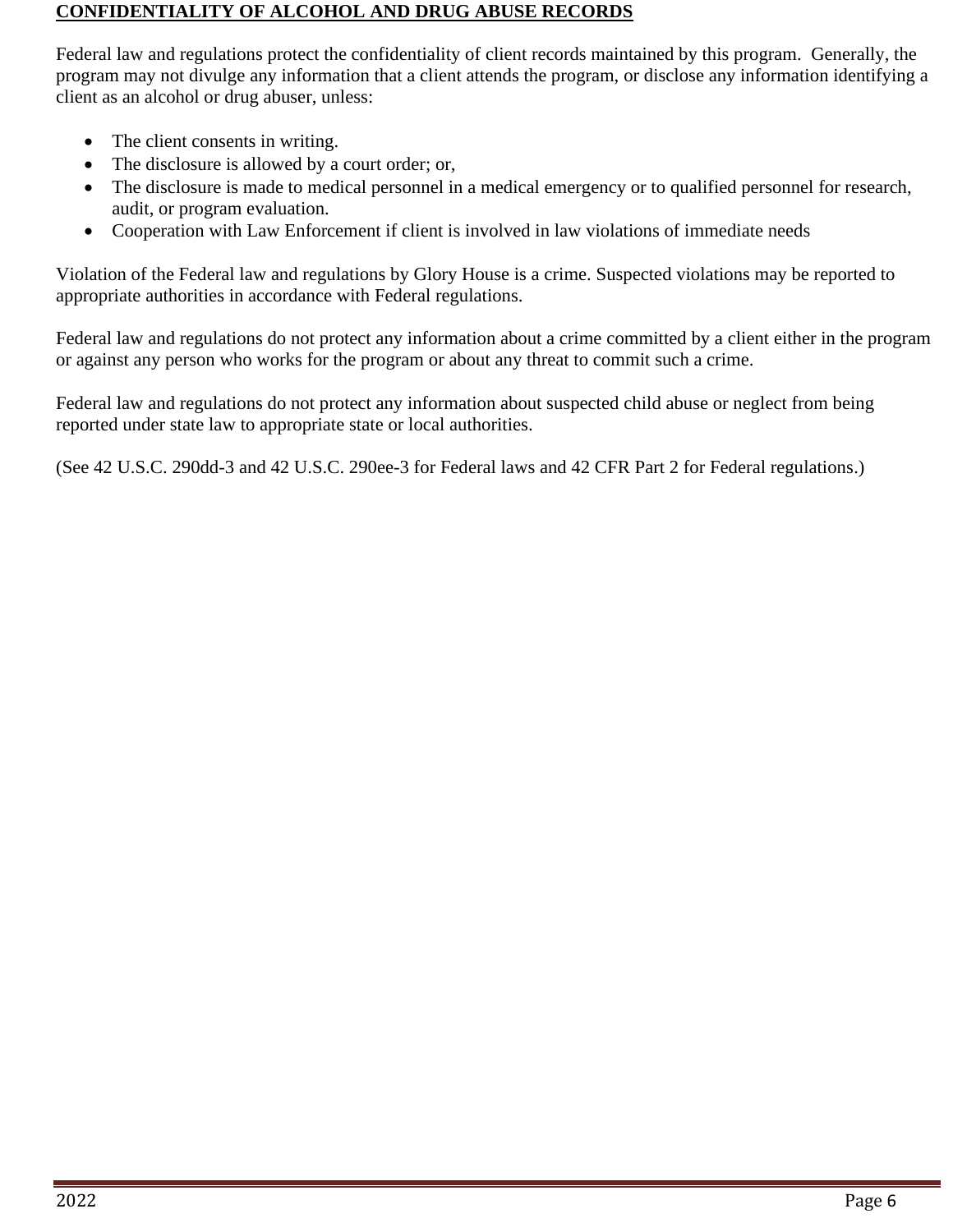**CONFIDENTIALITY OF ALCOHOL AND DRUG ABUSE RECORDS**

Federal law and regulations protect the confidentiality of client records maintained by this program. Generally, the program may not divulge any information that a client attends the program, or disclose any information identifying a client as an alcohol or drug abuser, unless:

- The client consents in writing.
- The disclosure is allowed by a court order; or,
- The disclosure is made to medical personnel in a medical emergency or to qualified personnel for research, audit, or program evaluation.
- Cooperation with Law Enforcement if client is involved in law violations of immediate needs

Violation of the Federal law and regulations by Glory House is a crime. Suspected violations may be reported to appropriate authorities in accordance with Federal regulations.

Federal law and regulations do not protect any information about a crime committed by a client either in the program or against any person who works for the program or about any threat to commit such a crime.

Federal law and regulations do not protect any information about suspected child abuse or neglect from being reported under state law to appropriate state or local authorities.

(See 42 U.S.C. 290dd-3 and 42 U.S.C. 290ee-3 for Federal laws and 42 CFR Part 2 for Federal regulations.)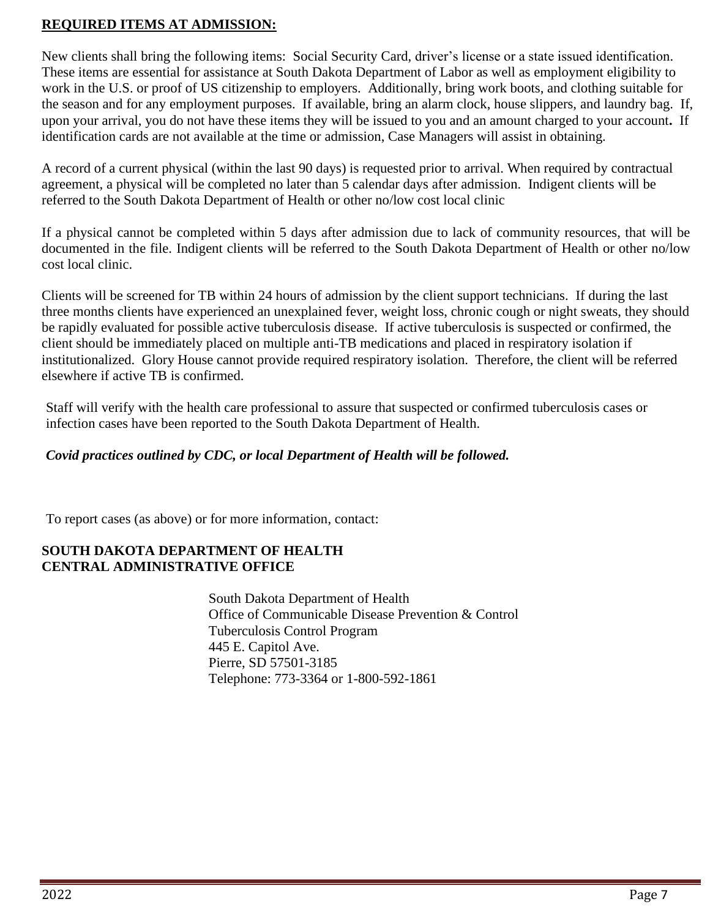**REQUIRED ITEMS AT ADMISSION:**

New clients shall bring the following items: Social Security Card, driver's license or a state issued identification. These items are essential for assistance at South Dakota Department of Labor as well as employment eligibility to work in the U.S. or proof of US citizenship to employers. Additionally, bring work boots, and clothing suitable for the season and for any employment purposes. If available, bring an alarm clock, house slippers, and laundry bag. If, upon your arrival, you do not have these items they will be issued to you and an amount charged to your account**.** If identification cards are not available at the time or admission, Case Managers will assist in obtaining.

A record of a current physical (within the last 90 days) is requested prior to arrival. When required by contractual agreement, a physical will be completed no later than 5 calendar days after admission. Indigent clients will be referred to the South Dakota Department of Health or other no/low cost local clinic

If a physical cannot be completed within 5 days after admission due to lack of community resources, that will be documented in the file. Indigent clients will be referred to the South Dakota Department of Health or other no/low cost local clinic.

Clients will be screened for TB within 24 hours of admission by the client support technicians. If during the last three months clients have experienced an unexplained fever, weight loss, chronic cough or night sweats, they should be rapidly evaluated for possible active tuberculosis disease. If active tuberculosis is suspected or confirmed, the client should be immediately placed on multiple anti-TB medications and placed in respiratory isolation if institutionalized. Glory House cannot provide required respiratory isolation. Therefore, the client will be referred elsewhere if active TB is confirmed.

Staff will verify with the health care professional to assure that suspected or confirmed tuberculosis cases or infection cases have been reported to the South Dakota Department of Health.

***Covid practices outlined by CDC, or local Department of Health will be followed.***

To report cases (as above) or for more information, contact:

**SOUTH DAKOTA DEPARTMENT OF HEALTH**
**CENTRAL ADMINISTRATIVE OFFICE**

South Dakota Department of Health
Office of Communicable Disease Prevention & Control
Tuberculosis Control Program
445 E. Capitol Ave.
Pierre, SD 57501-3185
Telephone: 773-3364 or 1-800-592-1861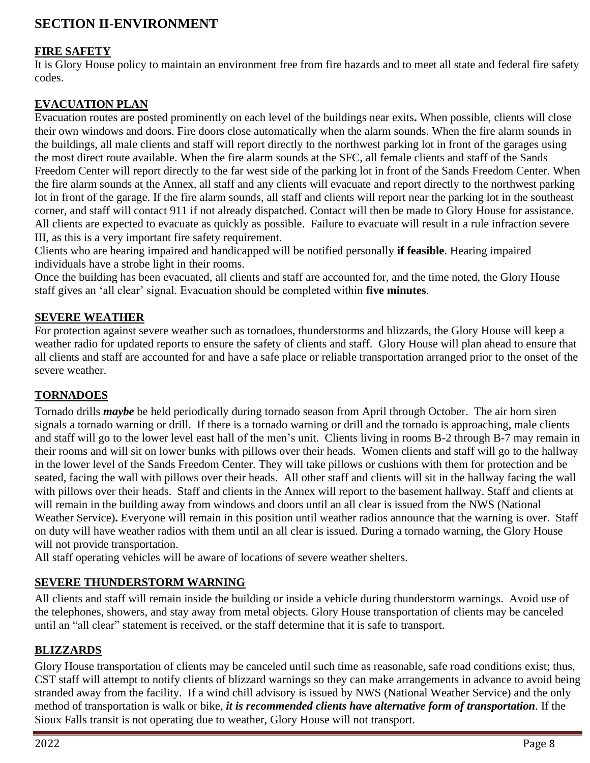## SECTION II-ENVIRONMENT

### FIRE SAFETY

It is Glory House policy to maintain an environment free from fire hazards and to meet all state and federal fire safety codes.

### EVACUATION PLAN

Evacuation routes are posted prominently on each level of the buildings near exits**.** When possible, clients will close their own windows and doors. Fire doors close automatically when the alarm sounds. When the fire alarm sounds in the buildings, all male clients and staff will report directly to the northwest parking lot in front of the garages using the most direct route available. When the fire alarm sounds at the SFC, all female clients and staff of the Sands Freedom Center will report directly to the far west side of the parking lot in front of the Sands Freedom Center. When the fire alarm sounds at the Annex, all staff and any clients will evacuate and report directly to the northwest parking lot in front of the garage. If the fire alarm sounds, all staff and clients will report near the parking lot in the southeast corner, and staff will contact 911 if not already dispatched. Contact will then be made to Glory House for assistance. All clients are expected to evacuate as quickly as possible. Failure to evacuate will result in a rule infraction severe III, as this is a very important fire safety requirement.

Clients who are hearing impaired and handicapped will be notified personally **if feasible**. Hearing impaired individuals have a strobe light in their rooms.

Once the building has been evacuated, all clients and staff are accounted for, and the time noted, the Glory House staff gives an 'all clear' signal. Evacuation should be completed within **five minutes**.

### SEVERE WEATHER

For protection against severe weather such as tornadoes, thunderstorms and blizzards, the Glory House will keep a weather radio for updated reports to ensure the safety of clients and staff. Glory House will plan ahead to ensure that all clients and staff are accounted for and have a safe place or reliable transportation arranged prior to the onset of the severe weather.

### TORNADOES

Tornado drills ***maybe*** be held periodically during tornado season from April through October. The air horn siren signals a tornado warning or drill. If there is a tornado warning or drill and the tornado is approaching, male clients and staff will go to the lower level east hall of the men's unit. Clients living in rooms B-2 through B-7 may remain in their rooms and will sit on lower bunks with pillows over their heads. Women clients and staff will go to the hallway in the lower level of the Sands Freedom Center. They will take pillows or cushions with them for protection and be seated, facing the wall with pillows over their heads. All other staff and clients will sit in the hallway facing the wall with pillows over their heads. Staff and clients in the Annex will report to the basement hallway. Staff and clients at will remain in the building away from windows and doors until an all clear is issued from the NWS (National Weather Service)**.** Everyone will remain in this position until weather radios announce that the warning is over. Staff on duty will have weather radios with them until an all clear is issued. During a tornado warning, the Glory House will not provide transportation.

All staff operating vehicles will be aware of locations of severe weather shelters.

### SEVERE THUNDERSTORM WARNING

All clients and staff will remain inside the building or inside a vehicle during thunderstorm warnings. Avoid use of the telephones, showers, and stay away from metal objects. Glory House transportation of clients may be canceled until an "all clear" statement is received, or the staff determine that it is safe to transport.

### BLIZZARDS

Glory House transportation of clients may be canceled until such time as reasonable, safe road conditions exist; thus, CST staff will attempt to notify clients of blizzard warnings so they can make arrangements in advance to avoid being stranded away from the facility. If a wind chill advisory is issued by NWS (National Weather Service) and the only method of transportation is walk or bike, ***it is recommended clients have alternative form of transportation***. If the Sioux Falls transit is not operating due to weather, Glory House will not transport.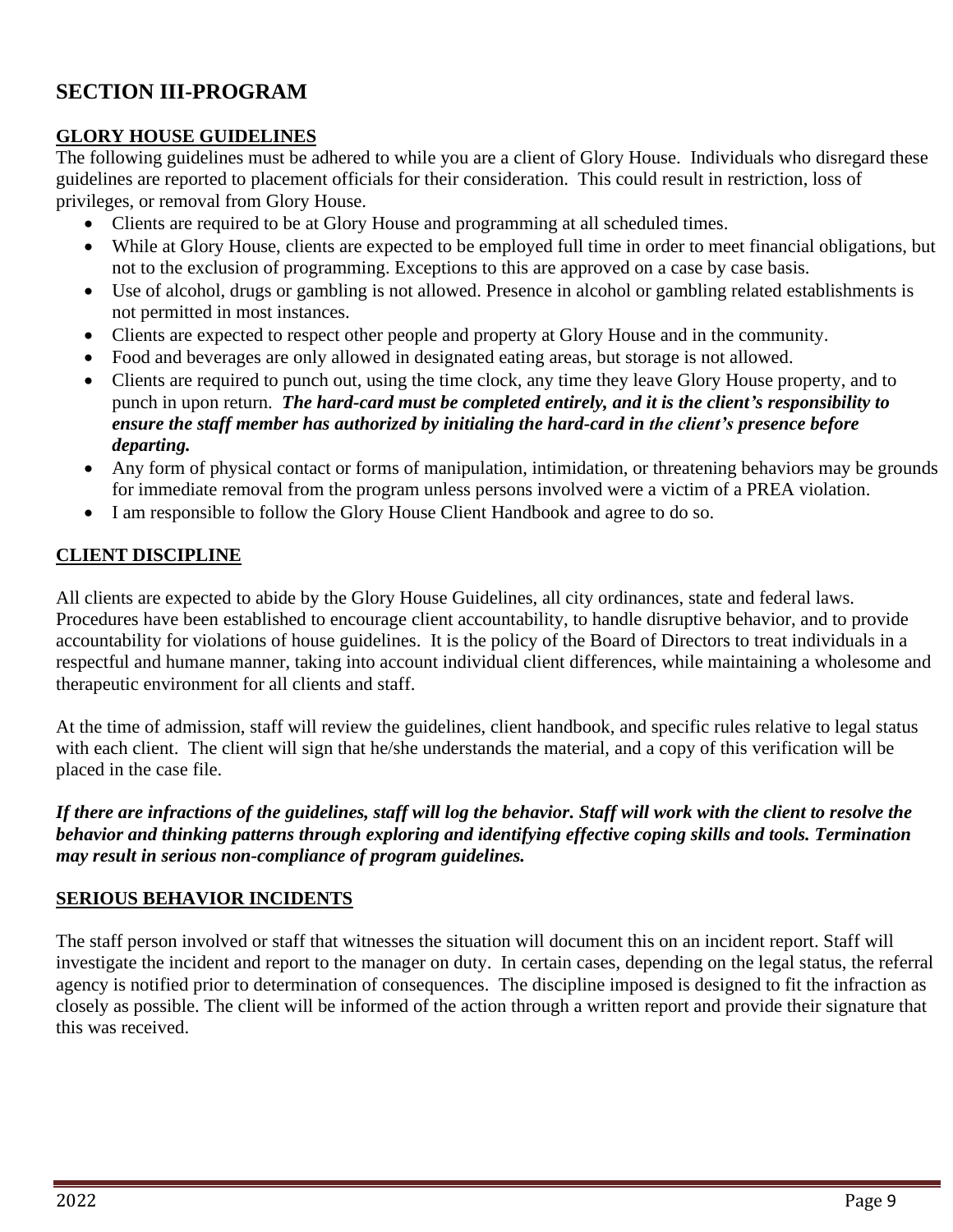# SECTION III-PROGRAM

## GLORY HOUSE GUIDELINES

The following guidelines must be adhered to while you are a client of Glory House. Individuals who disregard these guidelines are reported to placement officials for their consideration. This could result in restriction, loss of privileges, or removal from Glory House.

- Clients are required to be at Glory House and programming at all scheduled times.
- While at Glory House, clients are expected to be employed full time in order to meet financial obligations, but not to the exclusion of programming. Exceptions to this are approved on a case by case basis.
- Use of alcohol, drugs or gambling is not allowed. Presence in alcohol or gambling related establishments is not permitted in most instances.
- Clients are expected to respect other people and property at Glory House and in the community.
- Food and beverages are only allowed in designated eating areas, but storage is not allowed.
- Clients are required to punch out, using the time clock, any time they leave Glory House property, and to punch in upon return. ***The hard-card must be completed entirely, and it is the client's responsibility to ensure the staff member has authorized by initialing the hard-card in the client's presence before departing.***
- Any form of physical contact or forms of manipulation, intimidation, or threatening behaviors may be grounds for immediate removal from the program unless persons involved were a victim of a PREA violation.
- I am responsible to follow the Glory House Client Handbook and agree to do so.

## CLIENT DISCIPLINE

All clients are expected to abide by the Glory House Guidelines, all city ordinances, state and federal laws. Procedures have been established to encourage client accountability, to handle disruptive behavior, and to provide accountability for violations of house guidelines. It is the policy of the Board of Directors to treat individuals in a respectful and humane manner, taking into account individual client differences, while maintaining a wholesome and therapeutic environment for all clients and staff.

At the time of admission, staff will review the guidelines, client handbook, and specific rules relative to legal status with each client. The client will sign that he/she understands the material, and a copy of this verification will be placed in the case file.

***If there are infractions of the guidelines, staff will log the behavior. Staff will work with the client to resolve the behavior and thinking patterns through exploring and identifying effective coping skills and tools. Termination may result in serious non-compliance of program guidelines.***

## SERIOUS BEHAVIOR INCIDENTS

The staff person involved or staff that witnesses the situation will document this on an incident report. Staff will investigate the incident and report to the manager on duty. In certain cases, depending on the legal status, the referral agency is notified prior to determination of consequences. The discipline imposed is designed to fit the infraction as closely as possible. The client will be informed of the action through a written report and provide their signature that this was received.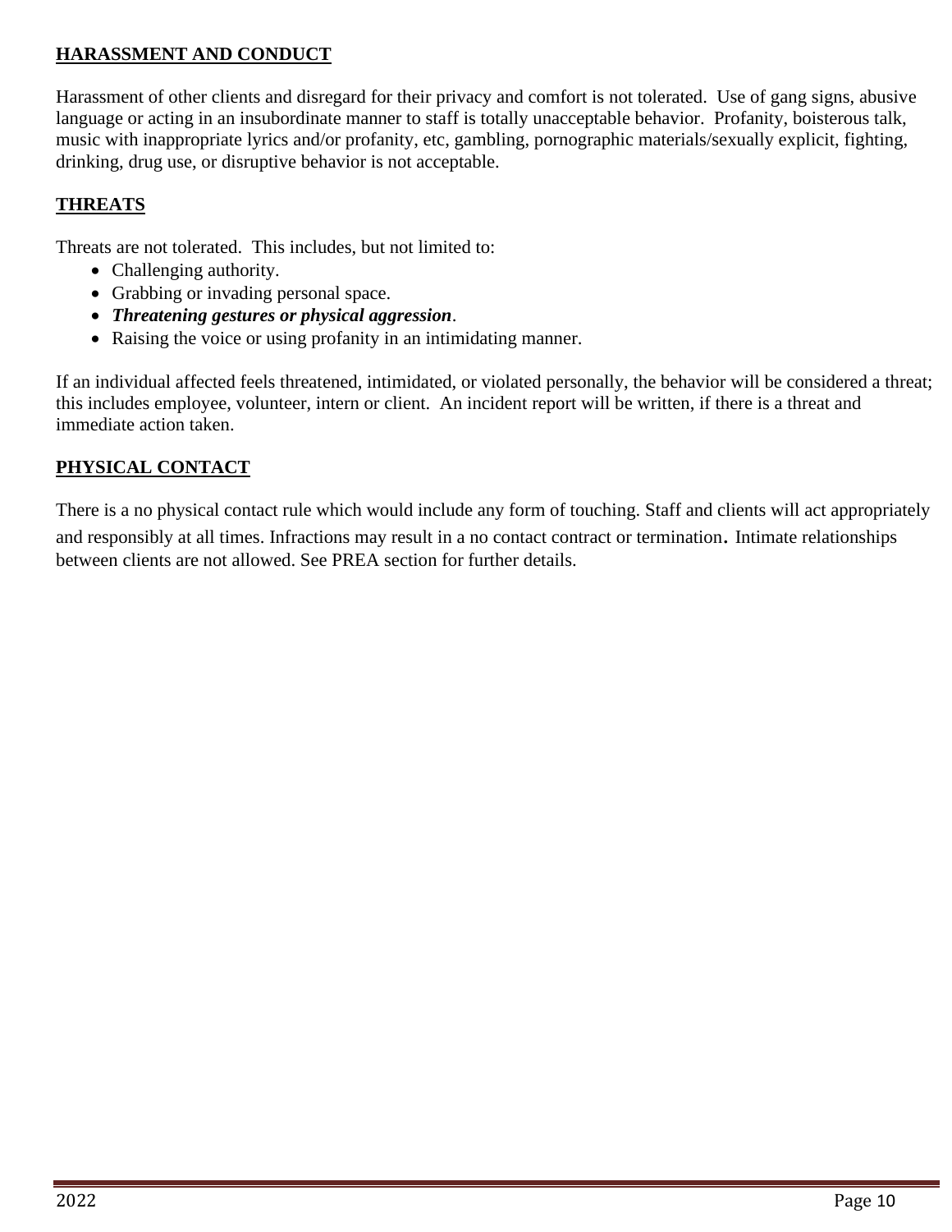## HARASSMENT AND CONDUCT

Harassment of other clients and disregard for their privacy and comfort is not tolerated. Use of gang signs, abusive language or acting in an insubordinate manner to staff is totally unacceptable behavior. Profanity, boisterous talk, music with inappropriate lyrics and/or profanity, etc, gambling, pornographic materials/sexually explicit, fighting, drinking, drug use, or disruptive behavior is not acceptable.

## THREATS

Threats are not tolerated. This includes, but not limited to:

- Challenging authority.
- Grabbing or invading personal space.
- ***Threatening gestures or physical aggression***.
- Raising the voice or using profanity in an intimidating manner.

If an individual affected feels threatened, intimidated, or violated personally, the behavior will be considered a threat; this includes employee, volunteer, intern or client. An incident report will be written, if there is a threat and immediate action taken.

## PHYSICAL CONTACT

There is a no physical contact rule which would include any form of touching. Staff and clients will act appropriately and responsibly at all times. Infractions may result in a no contact contract or termination. Intimate relationships between clients are not allowed. See PREA section for further details.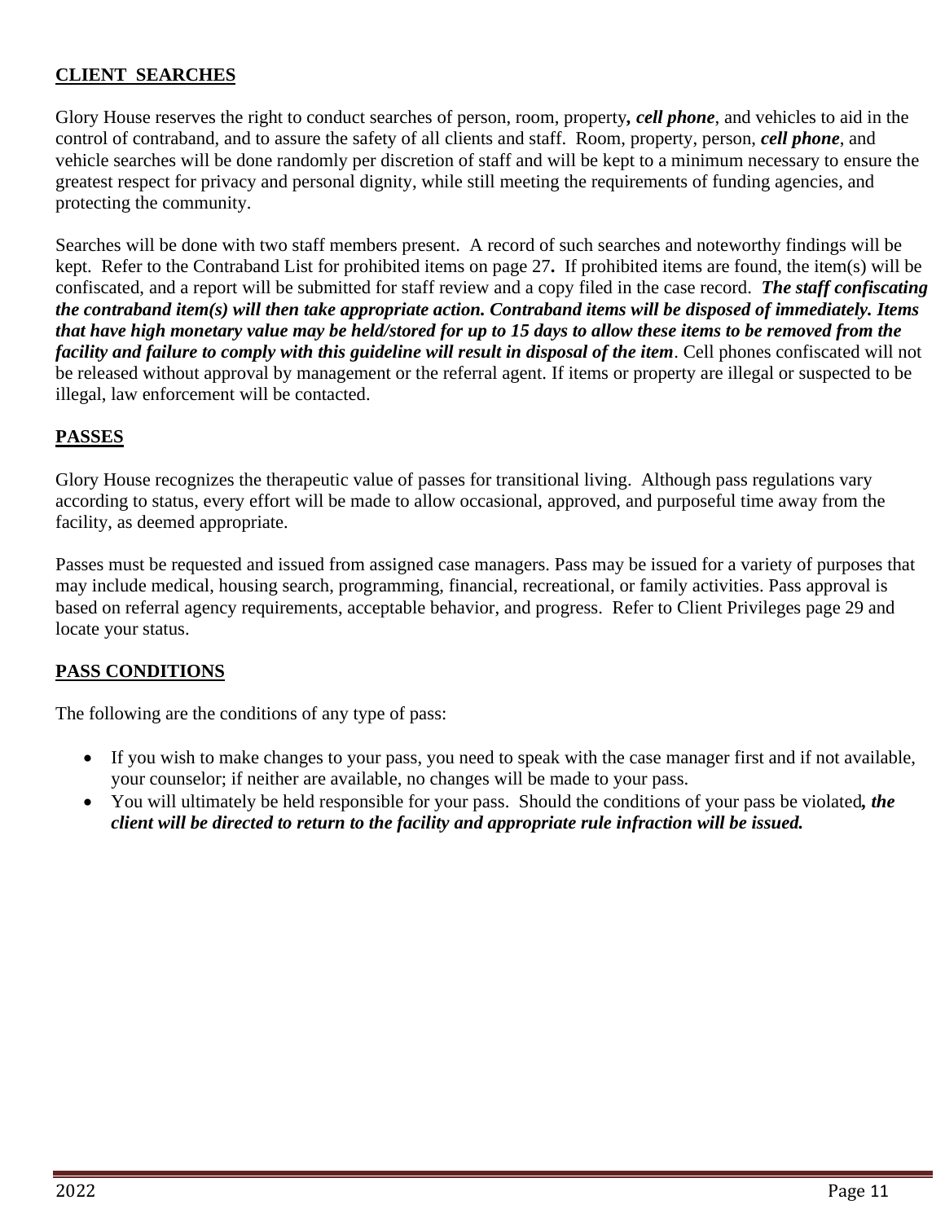## CLIENT SEARCHES

Glory House reserves the right to conduct searches of person, room, property***, cell phone***, and vehicles to aid in the control of contraband, and to assure the safety of all clients and staff. Room, property, person, ***cell phone***, and vehicle searches will be done randomly per discretion of staff and will be kept to a minimum necessary to ensure the greatest respect for privacy and personal dignity, while still meeting the requirements of funding agencies, and protecting the community.

Searches will be done with two staff members present. A record of such searches and noteworthy findings will be kept. Refer to the Contraband List for prohibited items on page 27**.** If prohibited items are found, the item(s) will be confiscated, and a report will be submitted for staff review and a copy filed in the case record. ***The staff confiscating the contraband item(s) will then take appropriate action. Contraband items will be disposed of immediately. Items that have high monetary value may be held/stored for up to 15 days to allow these items to be removed from the facility and failure to comply with this guideline will result in disposal of the item***. Cell phones confiscated will not be released without approval by management or the referral agent. If items or property are illegal or suspected to be illegal, law enforcement will be contacted.

## PASSES

Glory House recognizes the therapeutic value of passes for transitional living. Although pass regulations vary according to status, every effort will be made to allow occasional, approved, and purposeful time away from the facility, as deemed appropriate.

Passes must be requested and issued from assigned case managers. Pass may be issued for a variety of purposes that may include medical, housing search, programming, financial, recreational, or family activities. Pass approval is based on referral agency requirements, acceptable behavior, and progress. Refer to Client Privileges page 29 and locate your status.

## PASS CONDITIONS

The following are the conditions of any type of pass:

- If you wish to make changes to your pass, you need to speak with the case manager first and if not available, your counselor; if neither are available, no changes will be made to your pass.
- You will ultimately be held responsible for your pass. Should the conditions of your pass be violated***, the client will be directed to return to the facility and appropriate rule infraction will be issued.***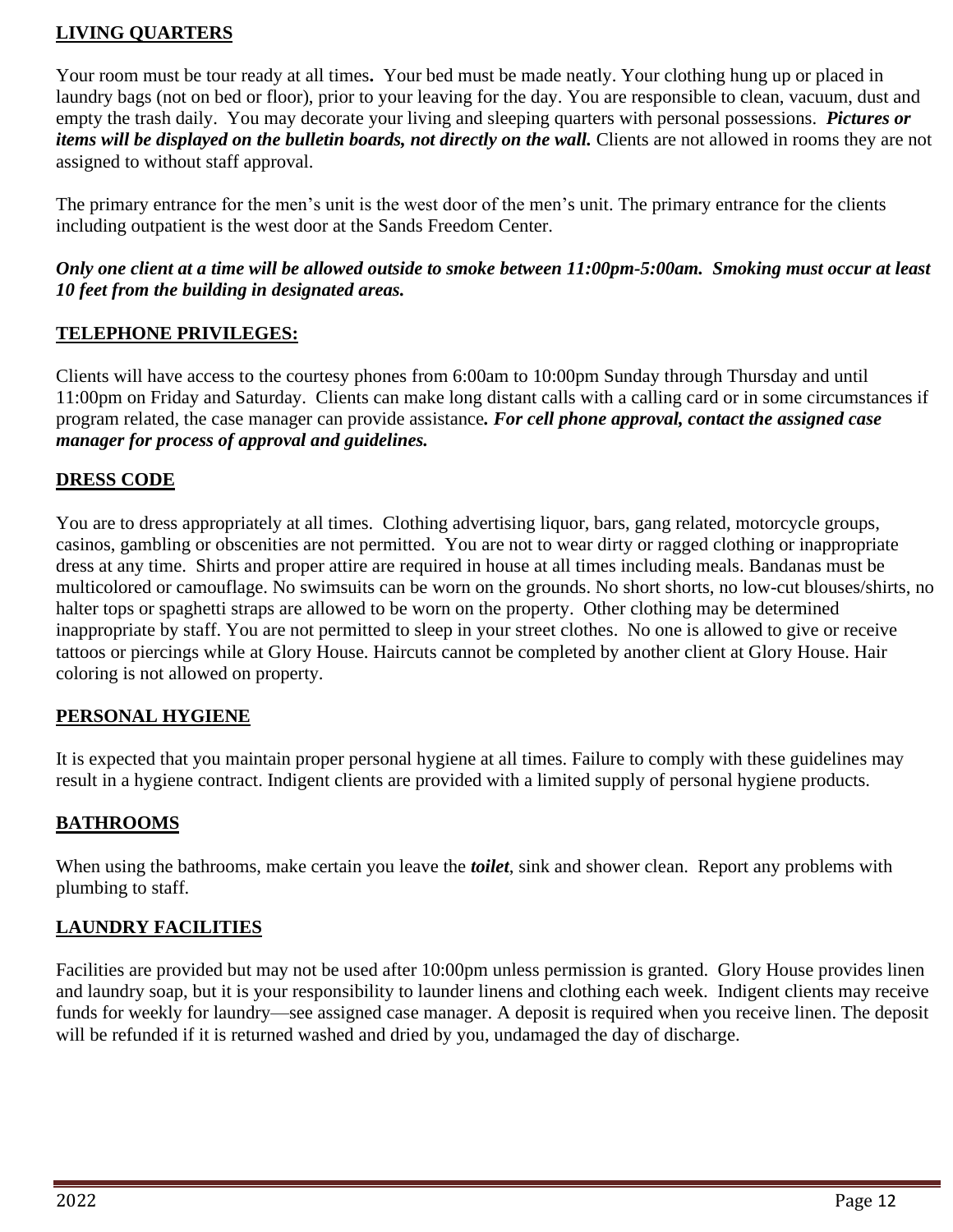## LIVING QUARTERS

Your room must be tour ready at all times**.** Your bed must be made neatly. Your clothing hung up or placed in laundry bags (not on bed or floor), prior to your leaving for the day. You are responsible to clean, vacuum, dust and empty the trash daily. You may decorate your living and sleeping quarters with personal possessions. ***Pictures or items will be displayed on the bulletin boards, not directly on the wall.*** Clients are not allowed in rooms they are not assigned to without staff approval.

The primary entrance for the men's unit is the west door of the men's unit. The primary entrance for the clients including outpatient is the west door at the Sands Freedom Center.

***Only one client at a time will be allowed outside to smoke between 11:00pm-5:00am. Smoking must occur at least 10 feet from the building in designated areas.***

## TELEPHONE PRIVILEGES:

Clients will have access to the courtesy phones from 6:00am to 10:00pm Sunday through Thursday and until 11:00pm on Friday and Saturday. Clients can make long distant calls with a calling card or in some circumstances if program related, the case manager can provide assistance***. For cell phone approval, contact the assigned case manager for process of approval and guidelines.***

## DRESS CODE

You are to dress appropriately at all times. Clothing advertising liquor, bars, gang related, motorcycle groups, casinos, gambling or obscenities are not permitted. You are not to wear dirty or ragged clothing or inappropriate dress at any time. Shirts and proper attire are required in house at all times including meals. Bandanas must be multicolored or camouflage. No swimsuits can be worn on the grounds. No short shorts, no low-cut blouses/shirts, no halter tops or spaghetti straps are allowed to be worn on the property. Other clothing may be determined inappropriate by staff. You are not permitted to sleep in your street clothes. No one is allowed to give or receive tattoos or piercings while at Glory House. Haircuts cannot be completed by another client at Glory House. Hair coloring is not allowed on property.

## PERSONAL HYGIENE

It is expected that you maintain proper personal hygiene at all times. Failure to comply with these guidelines may result in a hygiene contract. Indigent clients are provided with a limited supply of personal hygiene products.

## BATHROOMS

When using the bathrooms, make certain you leave the ***toilet***, sink and shower clean. Report any problems with plumbing to staff.

## LAUNDRY FACILITIES

Facilities are provided but may not be used after 10:00pm unless permission is granted. Glory House provides linen and laundry soap, but it is your responsibility to launder linens and clothing each week. Indigent clients may receive funds for weekly for laundry—see assigned case manager. A deposit is required when you receive linen. The deposit will be refunded if it is returned washed and dried by you, undamaged the day of discharge.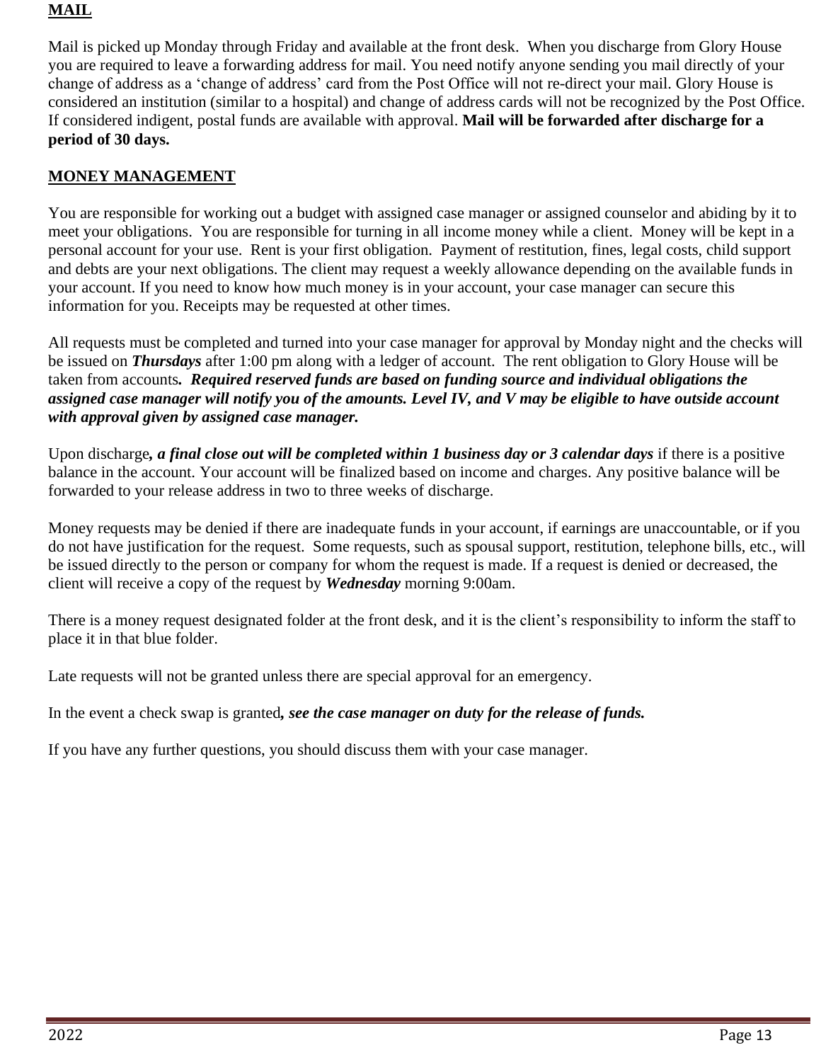## MAIL

Mail is picked up Monday through Friday and available at the front desk. When you discharge from Glory House you are required to leave a forwarding address for mail. You need notify anyone sending you mail directly of your change of address as a 'change of address' card from the Post Office will not re-direct your mail. Glory House is considered an institution (similar to a hospital) and change of address cards will not be recognized by the Post Office. If considered indigent, postal funds are available with approval. **Mail will be forwarded after discharge for a period of 30 days.**

## MONEY MANAGEMENT

You are responsible for working out a budget with assigned case manager or assigned counselor and abiding by it to meet your obligations. You are responsible for turning in all income money while a client. Money will be kept in a personal account for your use. Rent is your first obligation. Payment of restitution, fines, legal costs, child support and debts are your next obligations. The client may request a weekly allowance depending on the available funds in your account. If you need to know how much money is in your account, your case manager can secure this information for you. Receipts may be requested at other times.

All requests must be completed and turned into your case manager for approval by Monday night and the checks will be issued on ***Thursdays*** after 1:00 pm along with a ledger of account. The rent obligation to Glory House will be taken from accounts***. Required reserved funds are based on funding source and individual obligations the assigned case manager will notify you of the amounts. Level IV, and V may be eligible to have outside account with approval given by assigned case manager.***

Upon discharge***, a final close out will be completed within 1 business day or 3 calendar days*** if there is a positive balance in the account. Your account will be finalized based on income and charges. Any positive balance will be forwarded to your release address in two to three weeks of discharge.

Money requests may be denied if there are inadequate funds in your account, if earnings are unaccountable, or if you do not have justification for the request. Some requests, such as spousal support, restitution, telephone bills, etc., will be issued directly to the person or company for whom the request is made. If a request is denied or decreased, the client will receive a copy of the request by ***Wednesday*** morning 9:00am.

There is a money request designated folder at the front desk, and it is the client's responsibility to inform the staff to place it in that blue folder.

Late requests will not be granted unless there are special approval for an emergency.

In the event a check swap is granted***, see the case manager on duty for the release of funds.***

If you have any further questions, you should discuss them with your case manager.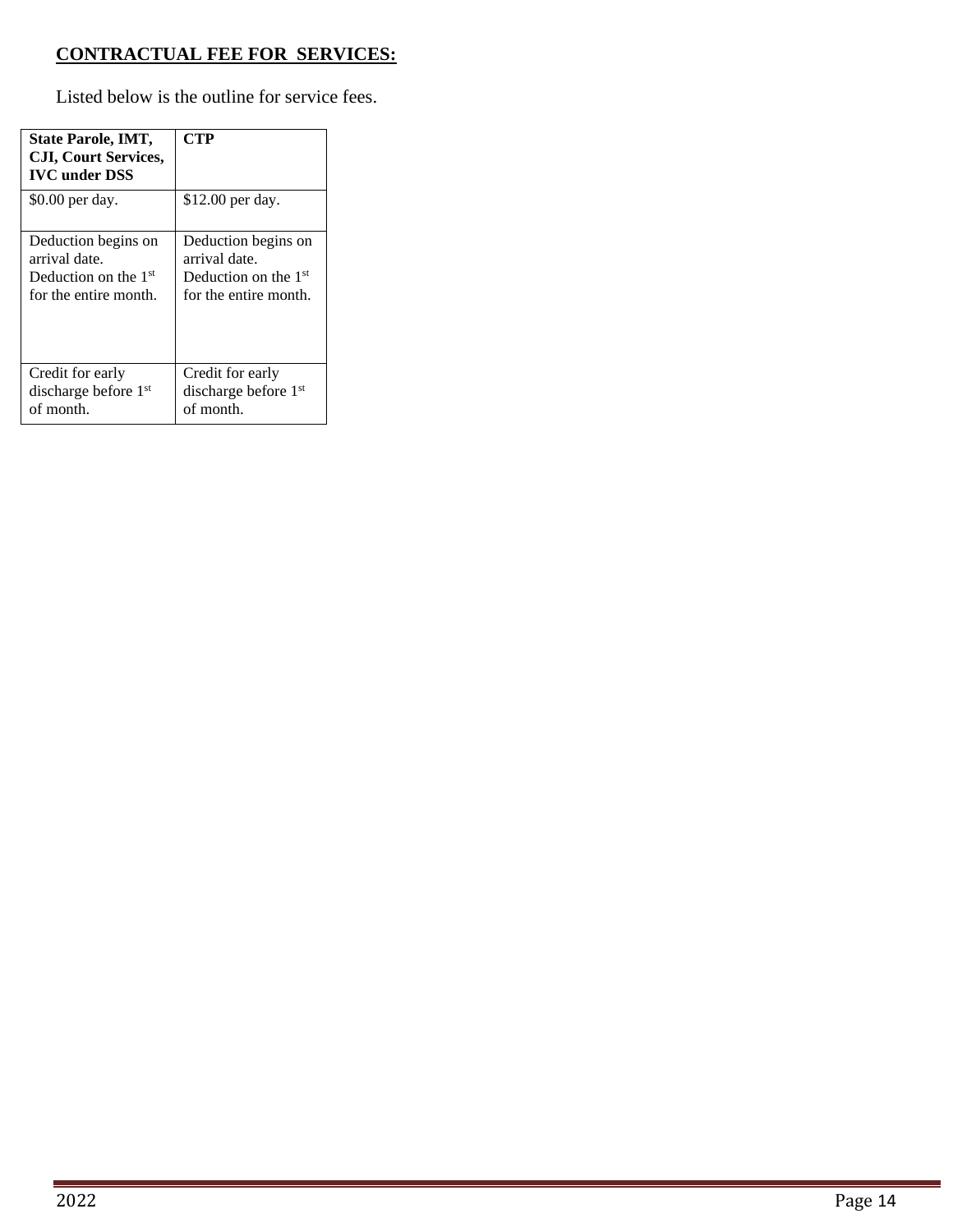**CONTRACTUAL FEE FOR SERVICES:**

Listed below is the outline for service fees.

| State Parole, IMT, CJI, Court Services, IVC under DSS | CTP |
|---|---|
| $0.00 per day. | $12.00 per day. |
| Deduction begins on arrival date. Deduction on the 1st for the entire month. | Deduction begins on arrival date. Deduction on the 1st for the entire month. |
| Credit for early discharge before 1st of month. | Credit for early discharge before 1st of month. |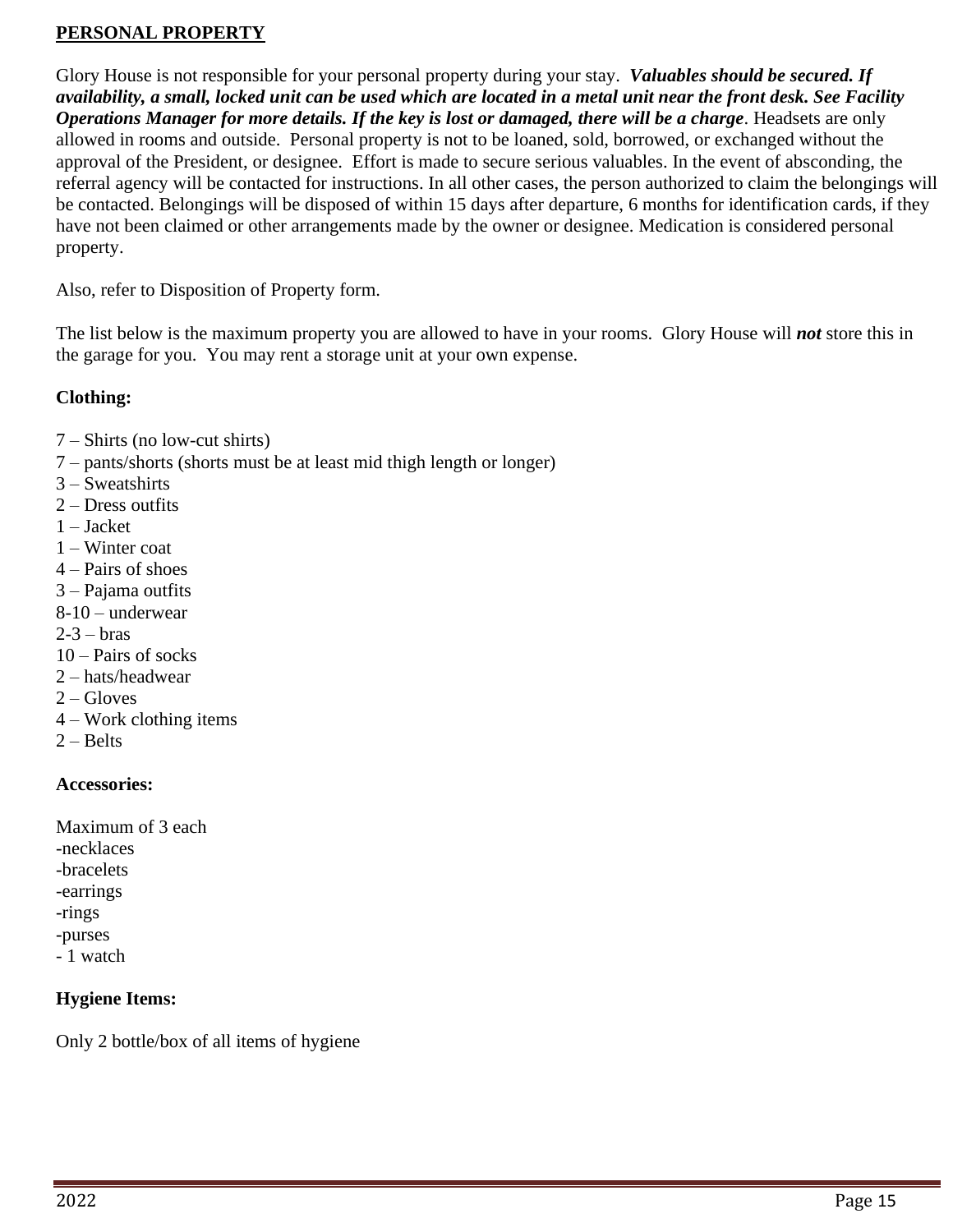## PERSONAL PROPERTY

Glory House is not responsible for your personal property during your stay. ***Valuables should be secured. If availability, a small, locked unit can be used which are located in a metal unit near the front desk. See Facility Operations Manager for more details. If the key is lost or damaged, there will be a charge***. Headsets are only allowed in rooms and outside. Personal property is not to be loaned, sold, borrowed, or exchanged without the approval of the President, or designee. Effort is made to secure serious valuables. In the event of absconding, the referral agency will be contacted for instructions. In all other cases, the person authorized to claim the belongings will be contacted. Belongings will be disposed of within 15 days after departure, 6 months for identification cards, if they have not been claimed or other arrangements made by the owner or designee. Medication is considered personal property.

Also, refer to Disposition of Property form.

The list below is the maximum property you are allowed to have in your rooms. Glory House will ***not*** store this in the garage for you. You may rent a storage unit at your own expense.

**Clothing:**

7 – Shirts (no low-cut shirts)
7 – pants/shorts (shorts must be at least mid thigh length or longer)
3 – Sweatshirts
2 – Dress outfits
1 – Jacket
1 – Winter coat
4 – Pairs of shoes
3 – Pajama outfits
8-10 – underwear
2-3 – bras
10 – Pairs of socks
2 – hats/headwear
2 – Gloves
4 – Work clothing items
2 – Belts

**Accessories:**

Maximum of 3 each
-necklaces
-bracelets
-earrings
-rings
-purses
- 1 watch

**Hygiene Items:**

Only 2 bottle/box of all items of hygiene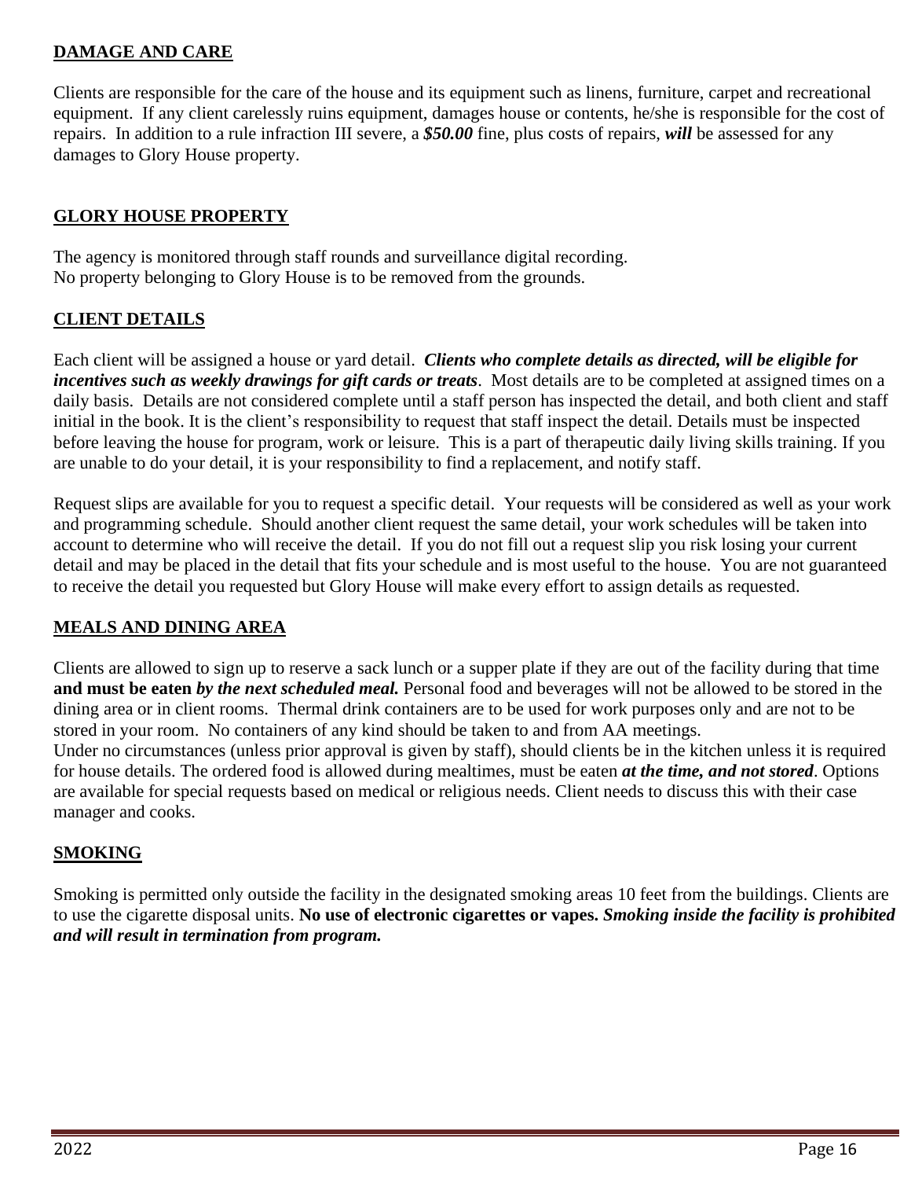## DAMAGE AND CARE

Clients are responsible for the care of the house and its equipment such as linens, furniture, carpet and recreational equipment. If any client carelessly ruins equipment, damages house or contents, he/she is responsible for the cost of repairs. In addition to a rule infraction III severe, a ***$50.00*** fine, plus costs of repairs, ***will*** be assessed for any damages to Glory House property.

## GLORY HOUSE PROPERTY

The agency is monitored through staff rounds and surveillance digital recording.
No property belonging to Glory House is to be removed from the grounds.

## CLIENT DETAILS

Each client will be assigned a house or yard detail. ***Clients who complete details as directed, will be eligible for incentives such as weekly drawings for gift cards or treats***. Most details are to be completed at assigned times on a daily basis. Details are not considered complete until a staff person has inspected the detail, and both client and staff initial in the book. It is the client's responsibility to request that staff inspect the detail. Details must be inspected before leaving the house for program, work or leisure. This is a part of therapeutic daily living skills training. If you are unable to do your detail, it is your responsibility to find a replacement, and notify staff.

Request slips are available for you to request a specific detail. Your requests will be considered as well as your work and programming schedule. Should another client request the same detail, your work schedules will be taken into account to determine who will receive the detail. If you do not fill out a request slip you risk losing your current detail and may be placed in the detail that fits your schedule and is most useful to the house. You are not guaranteed to receive the detail you requested but Glory House will make every effort to assign details as requested.

## MEALS AND DINING AREA

Clients are allowed to sign up to reserve a sack lunch or a supper plate if they are out of the facility during that time **and must be eaten *by the next scheduled meal.*** Personal food and beverages will not be allowed to be stored in the dining area or in client rooms. Thermal drink containers are to be used for work purposes only and are not to be stored in your room. No containers of any kind should be taken to and from AA meetings.
Under no circumstances (unless prior approval is given by staff), should clients be in the kitchen unless it is required for house details. The ordered food is allowed during mealtimes, must be eaten ***at the time, and not stored***. Options are available for special requests based on medical or religious needs. Client needs to discuss this with their case manager and cooks.

## SMOKING

Smoking is permitted only outside the facility in the designated smoking areas 10 feet from the buildings. Clients are to use the cigarette disposal units. **No use of electronic cigarettes or vapes.** ***Smoking inside the facility is prohibited and will result in termination from program.***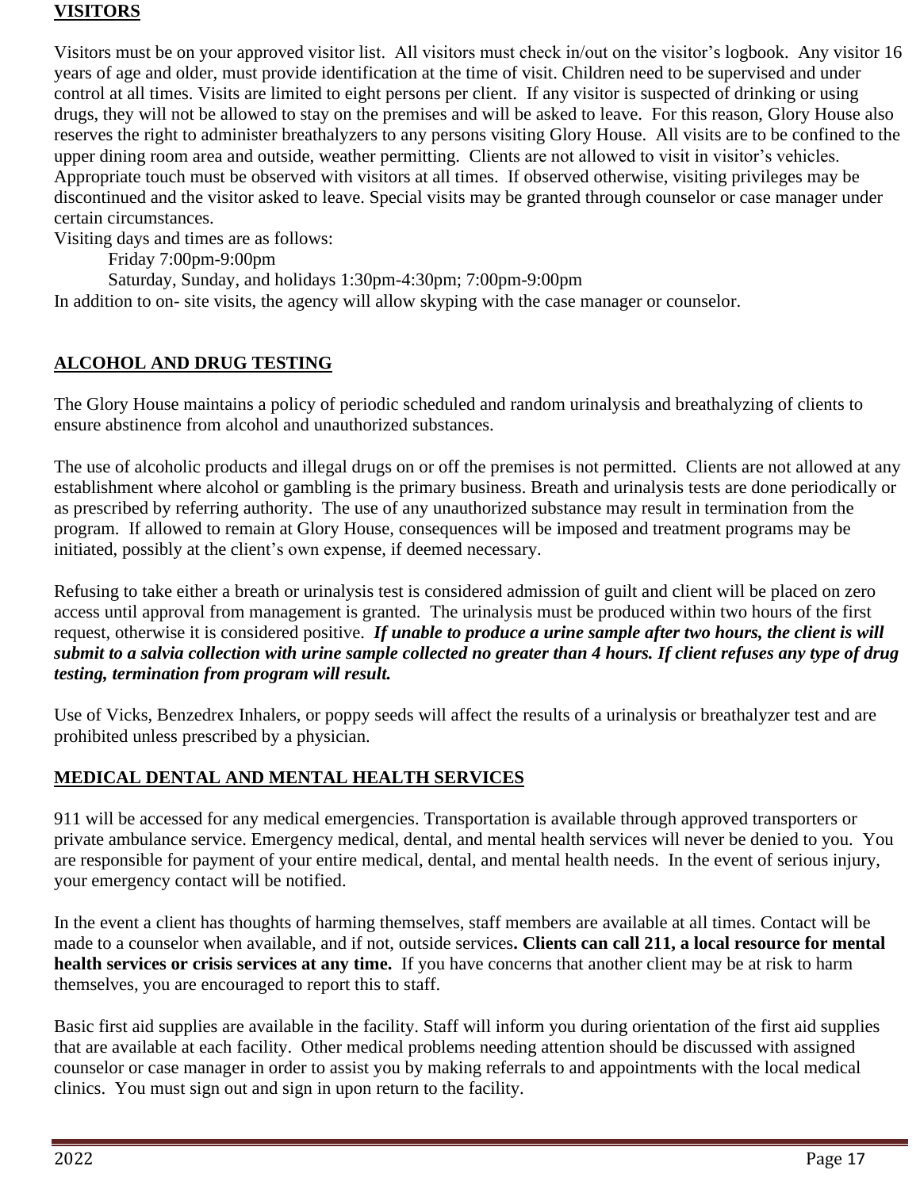## VISITORS

Visitors must be on your approved visitor list. All visitors must check in/out on the visitor's logbook. Any visitor 16 years of age and older, must provide identification at the time of visit. Children need to be supervised and under control at all times. Visits are limited to eight persons per client. If any visitor is suspected of drinking or using drugs, they will not be allowed to stay on the premises and will be asked to leave. For this reason, Glory House also reserves the right to administer breathalyzers to any persons visiting Glory House. All visits are to be confined to the upper dining room area and outside, weather permitting. Clients are not allowed to visit in visitor's vehicles. Appropriate touch must be observed with visitors at all times. If observed otherwise, visiting privileges may be discontinued and the visitor asked to leave. Special visits may be granted through counselor or case manager under certain circumstances.

Visiting days and times are as follows:

Friday 7:00pm-9:00pm

Saturday, Sunday, and holidays 1:30pm-4:30pm; 7:00pm-9:00pm

In addition to on- site visits, the agency will allow skyping with the case manager or counselor.

## ALCOHOL AND DRUG TESTING

The Glory House maintains a policy of periodic scheduled and random urinalysis and breathalyzing of clients to ensure abstinence from alcohol and unauthorized substances.

The use of alcoholic products and illegal drugs on or off the premises is not permitted. Clients are not allowed at any establishment where alcohol or gambling is the primary business. Breath and urinalysis tests are done periodically or as prescribed by referring authority. The use of any unauthorized substance may result in termination from the program. If allowed to remain at Glory House, consequences will be imposed and treatment programs may be initiated, possibly at the client's own expense, if deemed necessary.

Refusing to take either a breath or urinalysis test is considered admission of guilt and client will be placed on zero access until approval from management is granted. The urinalysis must be produced within two hours of the first request, otherwise it is considered positive. ***If unable to produce a urine sample after two hours, the client is will submit to a salvia collection with urine sample collected no greater than 4 hours. If client refuses any type of drug testing, termination from program will result.***

Use of Vicks, Benzedrex Inhalers, or poppy seeds will affect the results of a urinalysis or breathalyzer test and are prohibited unless prescribed by a physician.

## MEDICAL DENTAL AND MENTAL HEALTH SERVICES

911 will be accessed for any medical emergencies. Transportation is available through approved transporters or private ambulance service. Emergency medical, dental, and mental health services will never be denied to you. You are responsible for payment of your entire medical, dental, and mental health needs. In the event of serious injury, your emergency contact will be notified.

In the event a client has thoughts of harming themselves, staff members are available at all times. Contact will be made to a counselor when available, and if not, outside services**. Clients can call 211, a local resource for mental health services or crisis services at any time.** If you have concerns that another client may be at risk to harm themselves, you are encouraged to report this to staff.

Basic first aid supplies are available in the facility. Staff will inform you during orientation of the first aid supplies that are available at each facility. Other medical problems needing attention should be discussed with assigned counselor or case manager in order to assist you by making referrals to and appointments with the local medical clinics. You must sign out and sign in upon return to the facility.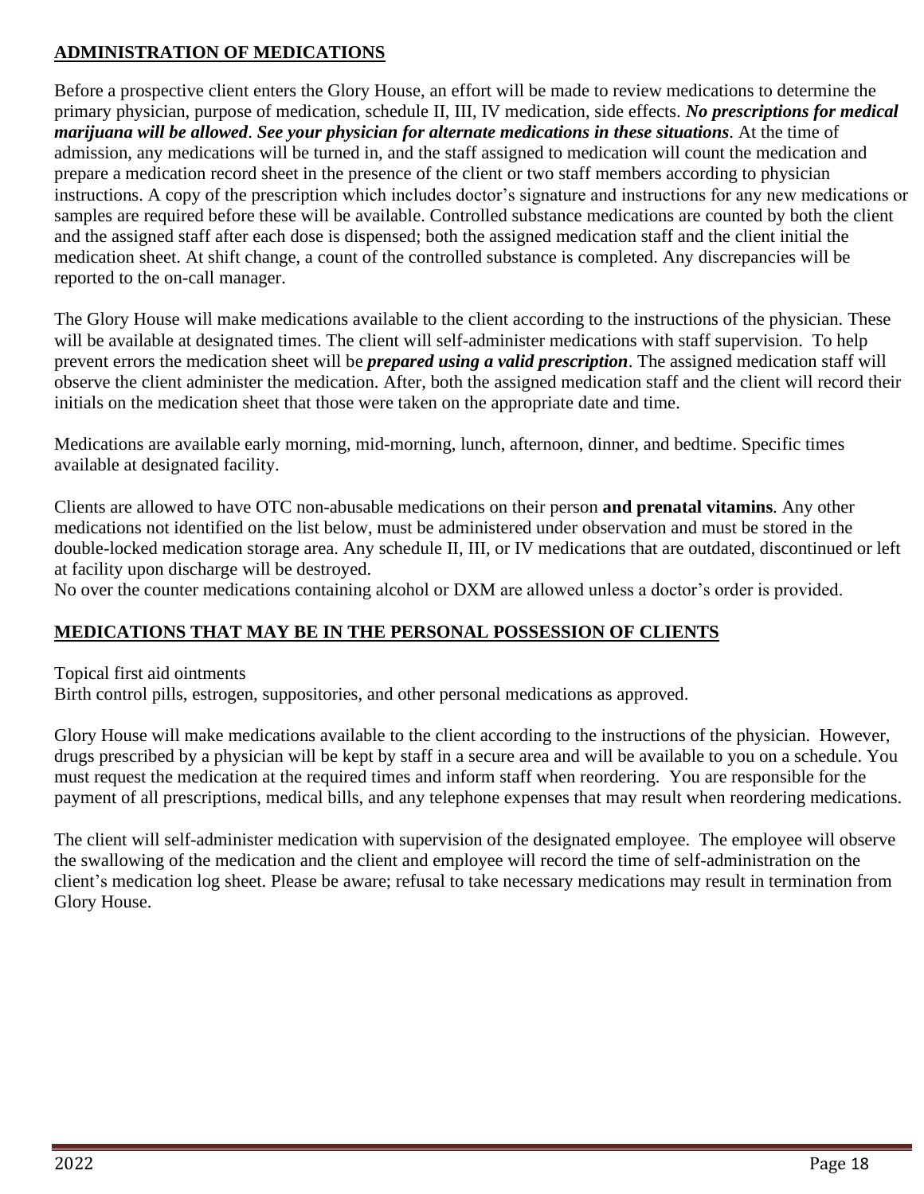## ADMINISTRATION OF MEDICATIONS

Before a prospective client enters the Glory House, an effort will be made to review medications to determine the primary physician, purpose of medication, schedule II, III, IV medication, side effects. ***No prescriptions for medical marijuana will be allowed***. ***See your physician for alternate medications in these situations***. At the time of admission, any medications will be turned in, and the staff assigned to medication will count the medication and prepare a medication record sheet in the presence of the client or two staff members according to physician instructions. A copy of the prescription which includes doctor's signature and instructions for any new medications or samples are required before these will be available. Controlled substance medications are counted by both the client and the assigned staff after each dose is dispensed; both the assigned medication staff and the client initial the medication sheet. At shift change, a count of the controlled substance is completed. Any discrepancies will be reported to the on-call manager.

The Glory House will make medications available to the client according to the instructions of the physician. These will be available at designated times. The client will self-administer medications with staff supervision. To help prevent errors the medication sheet will be ***prepared using a valid prescription***. The assigned medication staff will observe the client administer the medication. After, both the assigned medication staff and the client will record their initials on the medication sheet that those were taken on the appropriate date and time.

Medications are available early morning, mid-morning, lunch, afternoon, dinner, and bedtime. Specific times available at designated facility.

Clients are allowed to have OTC non-abusable medications on their person **and prenatal vitamins**. Any other medications not identified on the list below, must be administered under observation and must be stored in the double-locked medication storage area. Any schedule II, III, or IV medications that are outdated, discontinued or left at facility upon discharge will be destroyed.
No over the counter medications containing alcohol or DXM are allowed unless a doctor's order is provided.

## MEDICATIONS THAT MAY BE IN THE PERSONAL POSSESSION OF CLIENTS

Topical first aid ointments
Birth control pills, estrogen, suppositories, and other personal medications as approved.

Glory House will make medications available to the client according to the instructions of the physician. However, drugs prescribed by a physician will be kept by staff in a secure area and will be available to you on a schedule. You must request the medication at the required times and inform staff when reordering. You are responsible for the payment of all prescriptions, medical bills, and any telephone expenses that may result when reordering medications.

The client will self-administer medication with supervision of the designated employee. The employee will observe the swallowing of the medication and the client and employee will record the time of self-administration on the client's medication log sheet. Please be aware; refusal to take necessary medications may result in termination from Glory House.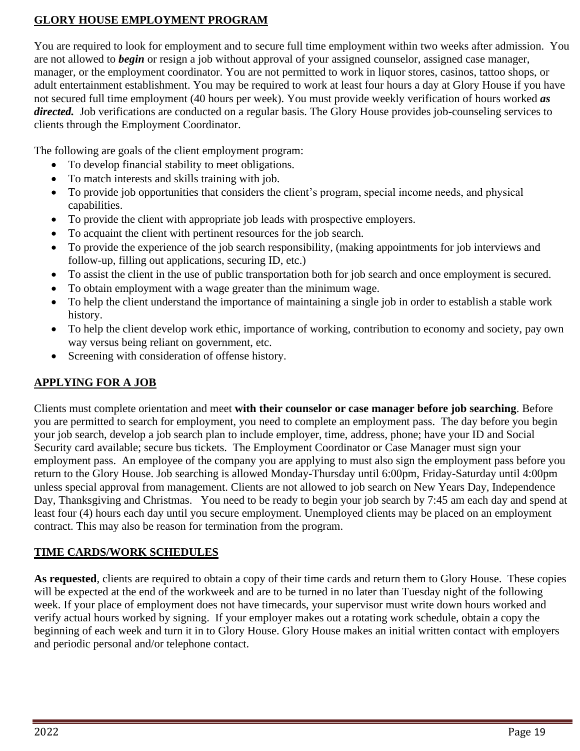## GLORY HOUSE EMPLOYMENT PROGRAM

You are required to look for employment and to secure full time employment within two weeks after admission. You are not allowed to ***begin*** or resign a job without approval of your assigned counselor, assigned case manager, manager, or the employment coordinator. You are not permitted to work in liquor stores, casinos, tattoo shops, or adult entertainment establishment. You may be required to work at least four hours a day at Glory House if you have not secured full time employment (40 hours per week). You must provide weekly verification of hours worked ***as directed.*** Job verifications are conducted on a regular basis. The Glory House provides job-counseling services to clients through the Employment Coordinator.

The following are goals of the client employment program:

- To develop financial stability to meet obligations.
- To match interests and skills training with job.
- To provide job opportunities that considers the client's program, special income needs, and physical capabilities.
- To provide the client with appropriate job leads with prospective employers.
- To acquaint the client with pertinent resources for the job search.
- To provide the experience of the job search responsibility, (making appointments for job interviews and follow-up, filling out applications, securing ID, etc.)
- To assist the client in the use of public transportation both for job search and once employment is secured.
- To obtain employment with a wage greater than the minimum wage.
- To help the client understand the importance of maintaining a single job in order to establish a stable work history.
- To help the client develop work ethic, importance of working, contribution to economy and society, pay own way versus being reliant on government, etc.
- Screening with consideration of offense history.

## APPLYING FOR A JOB

Clients must complete orientation and meet **with their counselor or case manager before job searching**. Before you are permitted to search for employment, you need to complete an employment pass. The day before you begin your job search, develop a job search plan to include employer, time, address, phone; have your ID and Social Security card available; secure bus tickets. The Employment Coordinator or Case Manager must sign your employment pass. An employee of the company you are applying to must also sign the employment pass before you return to the Glory House. Job searching is allowed Monday-Thursday until 6:00pm, Friday-Saturday until 4:00pm unless special approval from management. Clients are not allowed to job search on New Years Day, Independence Day, Thanksgiving and Christmas. You need to be ready to begin your job search by 7:45 am each day and spend at least four (4) hours each day until you secure employment. Unemployed clients may be placed on an employment contract. This may also be reason for termination from the program.

## TIME CARDS/WORK SCHEDULES

**As requested**, clients are required to obtain a copy of their time cards and return them to Glory House. These copies will be expected at the end of the workweek and are to be turned in no later than Tuesday night of the following week. If your place of employment does not have timecards, your supervisor must write down hours worked and verify actual hours worked by signing. If your employer makes out a rotating work schedule, obtain a copy the beginning of each week and turn it in to Glory House. Glory House makes an initial written contact with employers and periodic personal and/or telephone contact.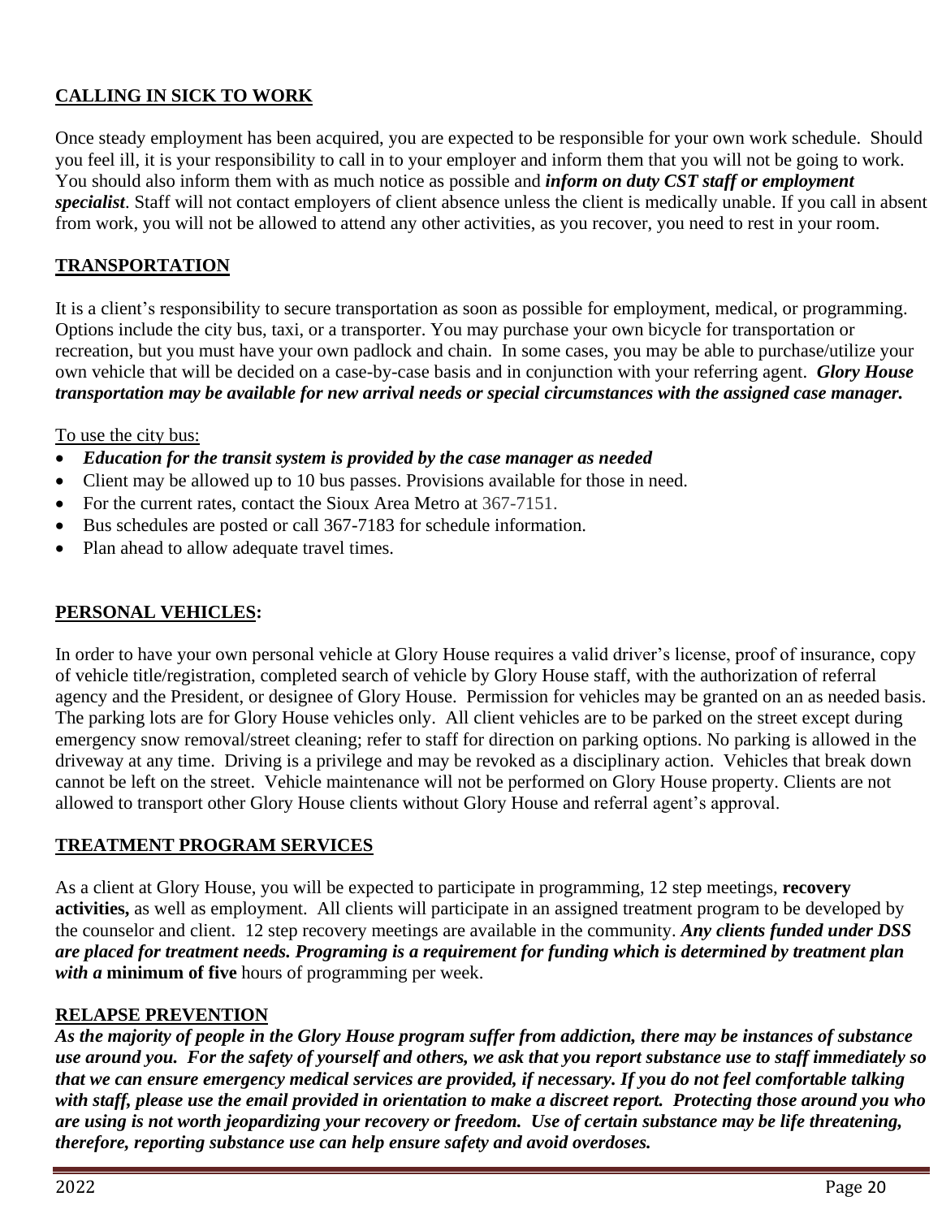## CALLING IN SICK TO WORK

Once steady employment has been acquired, you are expected to be responsible for your own work schedule. Should you feel ill, it is your responsibility to call in to your employer and inform them that you will not be going to work. You should also inform them with as much notice as possible and ***inform on duty CST staff or employment specialist***. Staff will not contact employers of client absence unless the client is medically unable. If you call in absent from work, you will not be allowed to attend any other activities, as you recover, you need to rest in your room.

## TRANSPORTATION

It is a client's responsibility to secure transportation as soon as possible for employment, medical, or programming. Options include the city bus, taxi, or a transporter. You may purchase your own bicycle for transportation or recreation, but you must have your own padlock and chain. In some cases, you may be able to purchase/utilize your own vehicle that will be decided on a case-by-case basis and in conjunction with your referring agent. ***Glory House transportation may be available for new arrival needs or special circumstances with the assigned case manager.***

To use the city bus:

- ***Education for the transit system is provided by the case manager as needed***
- Client may be allowed up to 10 bus passes. Provisions available for those in need.
- For the current rates, contact the Sioux Area Metro at 367-7151.
- Bus schedules are posted or call 367-7183 for schedule information.
- Plan ahead to allow adequate travel times.

## PERSONAL VEHICLES:

In order to have your own personal vehicle at Glory House requires a valid driver's license, proof of insurance, copy of vehicle title/registration, completed search of vehicle by Glory House staff, with the authorization of referral agency and the President, or designee of Glory House. Permission for vehicles may be granted on an as needed basis. The parking lots are for Glory House vehicles only. All client vehicles are to be parked on the street except during emergency snow removal/street cleaning; refer to staff for direction on parking options. No parking is allowed in the driveway at any time. Driving is a privilege and may be revoked as a disciplinary action. Vehicles that break down cannot be left on the street. Vehicle maintenance will not be performed on Glory House property. Clients are not allowed to transport other Glory House clients without Glory House and referral agent's approval.

## TREATMENT PROGRAM SERVICES

As a client at Glory House, you will be expected to participate in programming, 12 step meetings, **recovery activities,** as well as employment. All clients will participate in an assigned treatment program to be developed by the counselor and client. 12 step recovery meetings are available in the community. ***Any clients funded under DSS are placed for treatment needs. Programing is a requirement for funding which is determined by treatment plan with a*** **minimum of five** hours of programming per week.

## RELAPSE PREVENTION

***As the majority of people in the Glory House program suffer from addiction, there may be instances of substance use around you. For the safety of yourself and others, we ask that you report substance use to staff immediately so that we can ensure emergency medical services are provided, if necessary. If you do not feel comfortable talking with staff, please use the email provided in orientation to make a discreet report. Protecting those around you who are using is not worth jeopardizing your recovery or freedom. Use of certain substance may be life threatening, therefore, reporting substance use can help ensure safety and avoid overdoses.***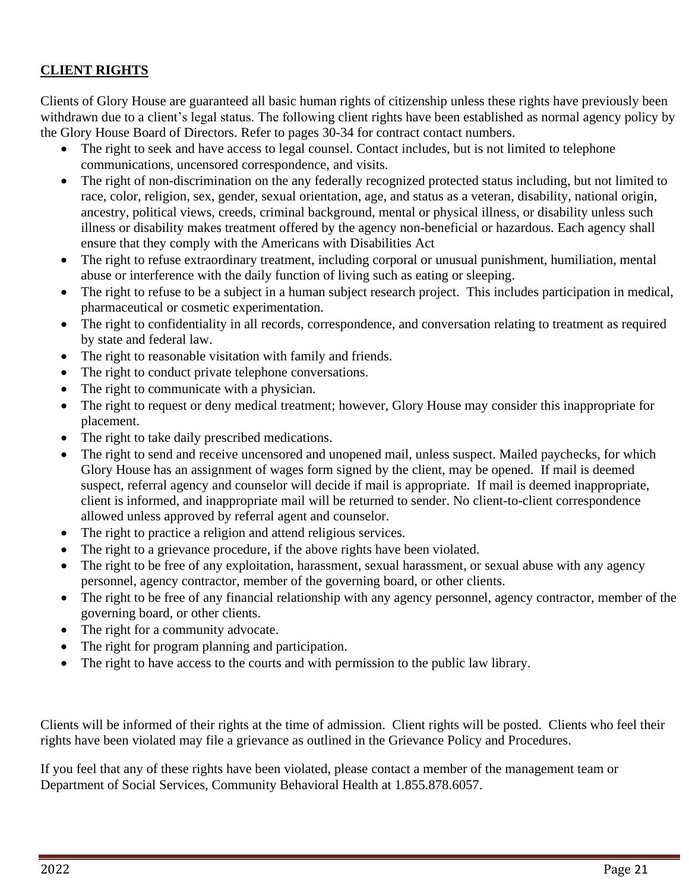**CLIENT RIGHTS**

Clients of Glory House are guaranteed all basic human rights of citizenship unless these rights have previously been withdrawn due to a client's legal status. The following client rights have been established as normal agency policy by the Glory House Board of Directors. Refer to pages 30-34 for contract contact numbers.

- The right to seek and have access to legal counsel. Contact includes, but is not limited to telephone communications, uncensored correspondence, and visits.
- The right of non-discrimination on the any federally recognized protected status including, but not limited to race, color, religion, sex, gender, sexual orientation, age, and status as a veteran, disability, national origin, ancestry, political views, creeds, criminal background, mental or physical illness, or disability unless such illness or disability makes treatment offered by the agency non-beneficial or hazardous. Each agency shall ensure that they comply with the Americans with Disabilities Act
- The right to refuse extraordinary treatment, including corporal or unusual punishment, humiliation, mental abuse or interference with the daily function of living such as eating or sleeping.
- The right to refuse to be a subject in a human subject research project. This includes participation in medical, pharmaceutical or cosmetic experimentation.
- The right to confidentiality in all records, correspondence, and conversation relating to treatment as required by state and federal law.
- The right to reasonable visitation with family and friends.
- The right to conduct private telephone conversations.
- The right to communicate with a physician.
- The right to request or deny medical treatment; however, Glory House may consider this inappropriate for placement.
- The right to take daily prescribed medications.
- The right to send and receive uncensored and unopened mail, unless suspect. Mailed paychecks, for which Glory House has an assignment of wages form signed by the client, may be opened. If mail is deemed suspect, referral agency and counselor will decide if mail is appropriate. If mail is deemed inappropriate, client is informed, and inappropriate mail will be returned to sender. No client-to-client correspondence allowed unless approved by referral agent and counselor.
- The right to practice a religion and attend religious services.
- The right to a grievance procedure, if the above rights have been violated.
- The right to be free of any exploitation, harassment, sexual harassment, or sexual abuse with any agency personnel, agency contractor, member of the governing board, or other clients.
- The right to be free of any financial relationship with any agency personnel, agency contractor, member of the governing board, or other clients.
- The right for a community advocate.
- The right for program planning and participation.
- The right to have access to the courts and with permission to the public law library.

Clients will be informed of their rights at the time of admission. Client rights will be posted. Clients who feel their rights have been violated may file a grievance as outlined in the Grievance Policy and Procedures.

If you feel that any of these rights have been violated, please contact a member of the management team or Department of Social Services, Community Behavioral Health at 1.855.878.6057.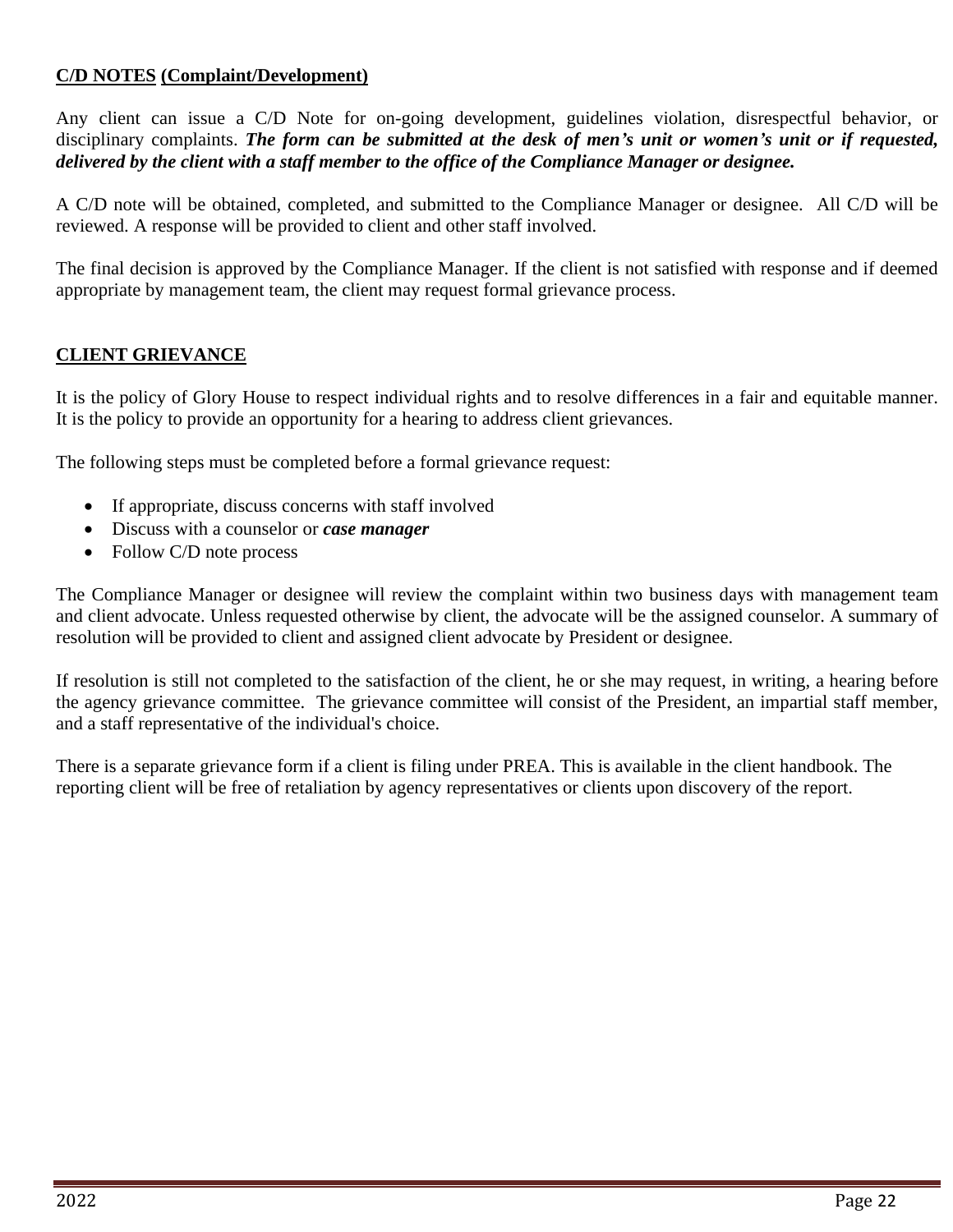## C/D NOTES (Complaint/Development)

Any client can issue a C/D Note for on-going development, guidelines violation, disrespectful behavior, or disciplinary complaints. ***The form can be submitted at the desk of men's unit or women's unit or if requested, delivered by the client with a staff member to the office of the Compliance Manager or designee.***

A C/D note will be obtained, completed, and submitted to the Compliance Manager or designee. All C/D will be reviewed. A response will be provided to client and other staff involved.

The final decision is approved by the Compliance Manager. If the client is not satisfied with response and if deemed appropriate by management team, the client may request formal grievance process.

## CLIENT GRIEVANCE

It is the policy of Glory House to respect individual rights and to resolve differences in a fair and equitable manner. It is the policy to provide an opportunity for a hearing to address client grievances.

The following steps must be completed before a formal grievance request:

- If appropriate, discuss concerns with staff involved
- Discuss with a counselor or ***case manager***
- Follow C/D note process

The Compliance Manager or designee will review the complaint within two business days with management team and client advocate. Unless requested otherwise by client, the advocate will be the assigned counselor. A summary of resolution will be provided to client and assigned client advocate by President or designee.

If resolution is still not completed to the satisfaction of the client, he or she may request, in writing, a hearing before the agency grievance committee. The grievance committee will consist of the President, an impartial staff member, and a staff representative of the individual's choice.

There is a separate grievance form if a client is filing under PREA. This is available in the client handbook. The reporting client will be free of retaliation by agency representatives or clients upon discovery of the report.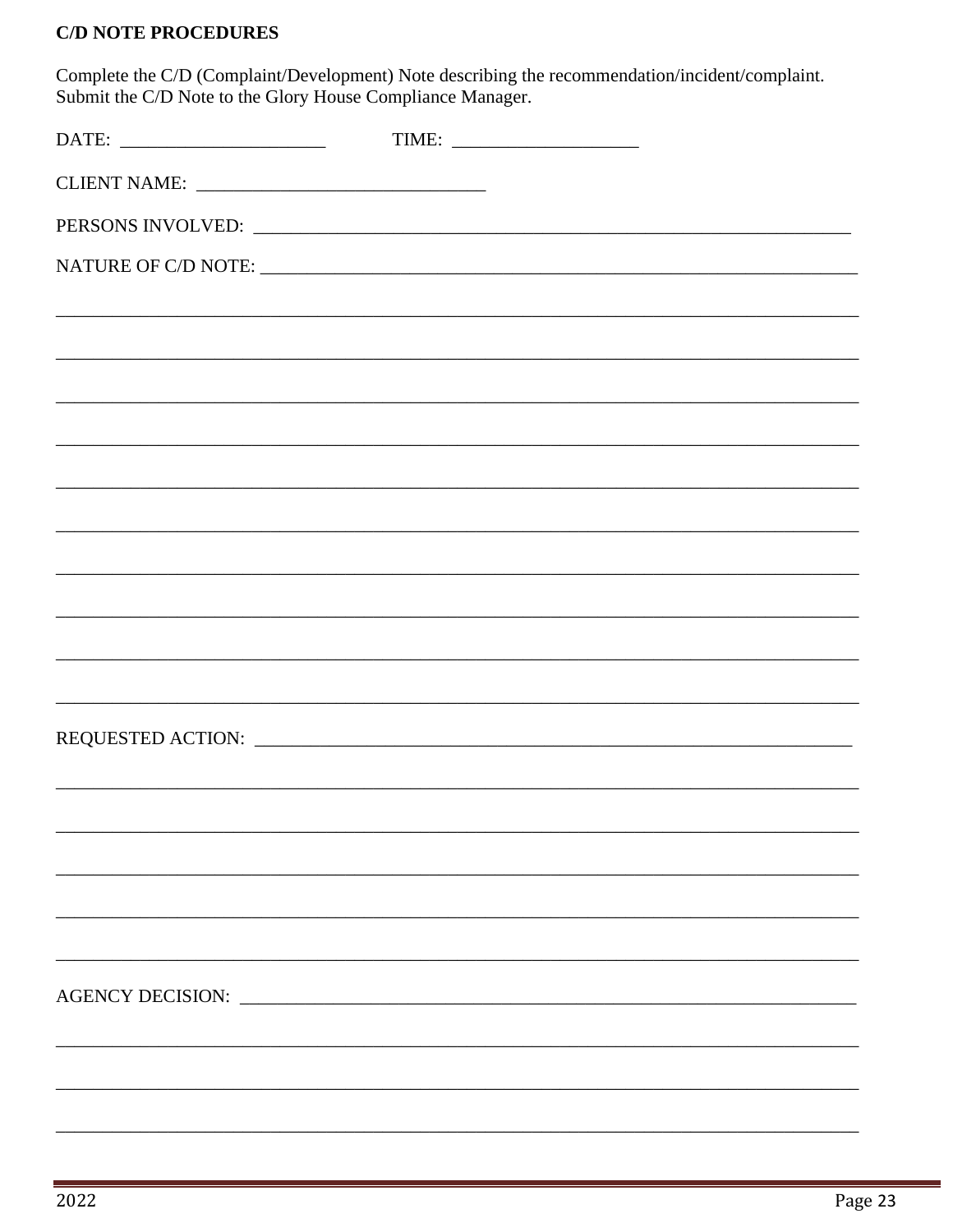**C/D NOTE PROCEDURES**

Complete the C/D (Complaint/Development) Note describing the recommendation/incident/complaint. Submit the C/D Note to the Glory House Compliance Manager.

DATE: ______________________ TIME: ____________________

CLIENT NAME: _______________________________

PERSONS INVOLVED: ____________________________________________________________________

NATURE OF C/D NOTE: ____________________________________________________________________

_______________________________________________________________________________________

_______________________________________________________________________________________

_______________________________________________________________________________________

_______________________________________________________________________________________

_______________________________________________________________________________________

_______________________________________________________________________________________

_______________________________________________________________________________________

_______________________________________________________________________________________

_______________________________________________________________________________________

_______________________________________________________________________________________

REQUESTED ACTION: ____________________________________________________________________

_______________________________________________________________________________________

_______________________________________________________________________________________

_______________________________________________________________________________________

_______________________________________________________________________________________

_______________________________________________________________________________________

AGENCY DECISION: ____________________________________________________________________

_______________________________________________________________________________________

_______________________________________________________________________________________

_______________________________________________________________________________________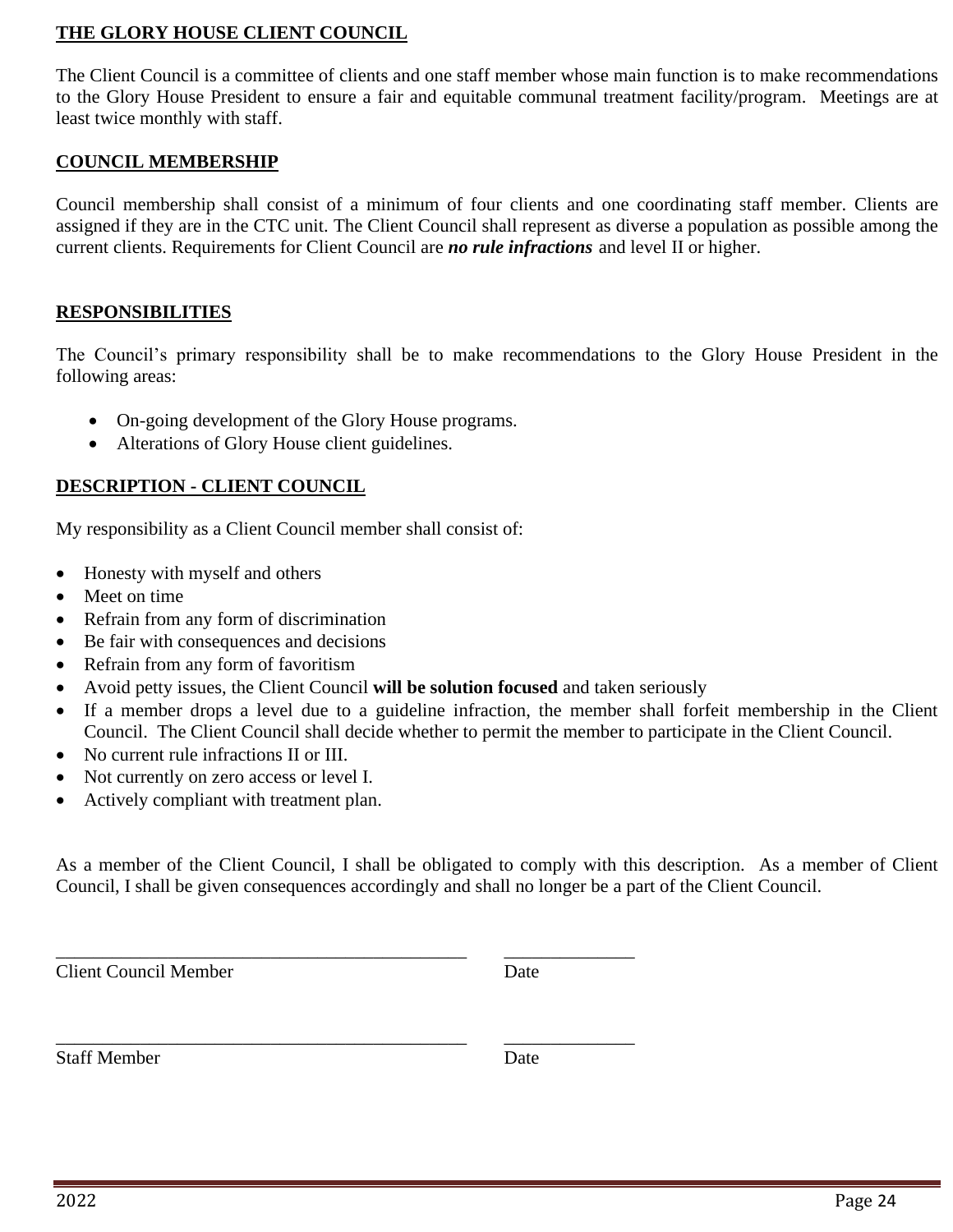## THE GLORY HOUSE CLIENT COUNCIL

The Client Council is a committee of clients and one staff member whose main function is to make recommendations to the Glory House President to ensure a fair and equitable communal treatment facility/program. Meetings are at least twice monthly with staff.

## COUNCIL MEMBERSHIP

Council membership shall consist of a minimum of four clients and one coordinating staff member. Clients are assigned if they are in the CTC unit. The Client Council shall represent as diverse a population as possible among the current clients. Requirements for Client Council are ***no rule infractions*** and level II or higher.

## RESPONSIBILITIES

The Council's primary responsibility shall be to make recommendations to the Glory House President in the following areas:

- On-going development of the Glory House programs.
- Alterations of Glory House client guidelines.

## DESCRIPTION - CLIENT COUNCIL

My responsibility as a Client Council member shall consist of:

- Honesty with myself and others
- Meet on time
- Refrain from any form of discrimination
- Be fair with consequences and decisions
- Refrain from any form of favoritism
- Avoid petty issues, the Client Council **will be solution focused** and taken seriously
- If a member drops a level due to a guideline infraction, the member shall forfeit membership in the Client Council. The Client Council shall decide whether to permit the member to participate in the Client Council.
- No current rule infractions II or III.
- Not currently on zero access or level I.
- Actively compliant with treatment plan.

As a member of the Client Council, I shall be obligated to comply with this description. As a member of Client Council, I shall be given consequences accordingly and shall no longer be a part of the Client Council.

_____________________________________________ _____________

Client Council Member Date

_____________________________________________ _____________

Staff Member Date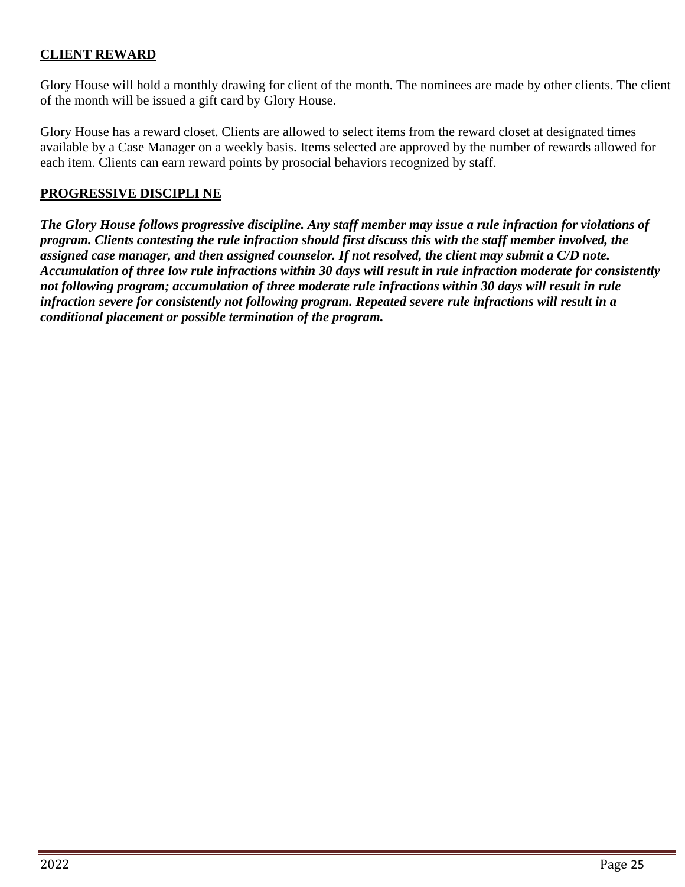## CLIENT REWARD

Glory House will hold a monthly drawing for client of the month. The nominees are made by other clients. The client of the month will be issued a gift card by Glory House.

Glory House has a reward closet. Clients are allowed to select items from the reward closet at designated times available by a Case Manager on a weekly basis. Items selected are approved by the number of rewards allowed for each item. Clients can earn reward points by prosocial behaviors recognized by staff.

## PROGRESSIVE DISCIPLI NE

***The Glory House follows progressive discipline. Any staff member may issue a rule infraction for violations of program. Clients contesting the rule infraction should first discuss this with the staff member involved, the assigned case manager, and then assigned counselor. If not resolved, the client may submit a C/D note. Accumulation of three low rule infractions within 30 days will result in rule infraction moderate for consistently not following program; accumulation of three moderate rule infractions within 30 days will result in rule infraction severe for consistently not following program. Repeated severe rule infractions will result in a conditional placement or possible termination of the program.***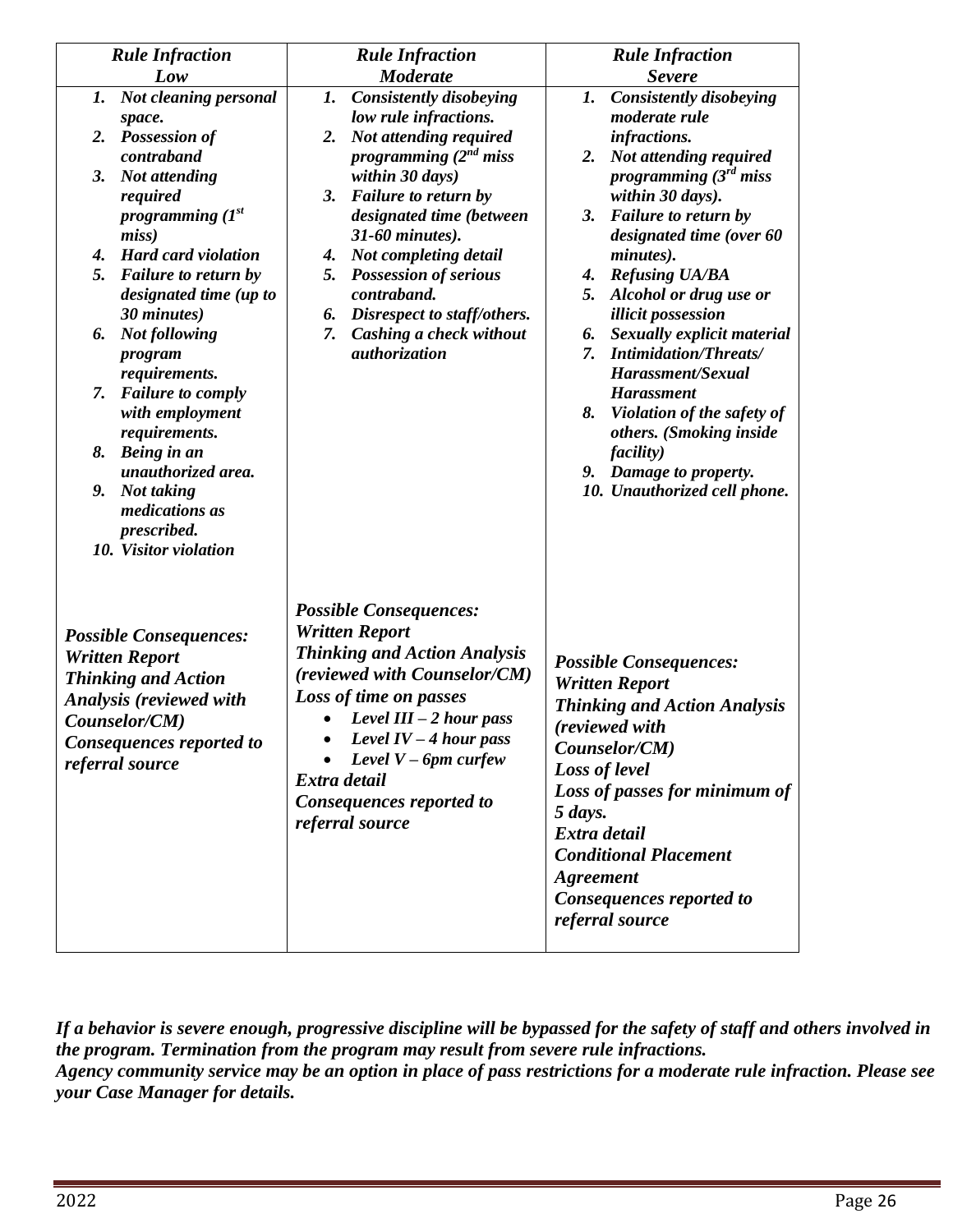| *Rule Infraction Low* | *Rule Infraction Moderate* | *Rule Infraction Severe* |
|---|---|---|
| ***1. Not cleaning personal space.*** <br> ***2. Possession of contraband*** <br> ***3. Not attending required programming (1st miss)*** <br> ***4. Hard card violation*** <br> ***5. Failure to return by designated time (up to 30 minutes)*** <br> ***6. Not following program requirements.*** <br> ***7. Failure to comply with employment requirements.*** <br> ***8. Being in an unauthorized area.*** <br> ***9. Not taking medications as prescribed.*** <br> ***10. Visitor violation*** | ***1. Consistently disobeying low rule infractions.*** <br> ***2. Not attending required programming (2nd miss within 30 days)*** <br> ***3. Failure to return by designated time (between 31-60 minutes).*** <br> ***4. Not completing detail*** <br> ***5. Possession of serious contraband.*** <br> ***6. Disrespect to staff/others.*** <br> ***7. Cashing a check without authorization*** | ***1. Consistently disobeying moderate rule infractions.*** <br> ***2. Not attending required programming (3rd miss within 30 days).*** <br> ***3. Failure to return by designated time (over 60 minutes).*** <br> ***4. Refusing UA/BA*** <br> ***5. Alcohol or drug use or illicit possession*** <br> ***6. Sexually explicit material*** <br> ***7. Intimidation/Threats/ Harassment/Sexual Harassment*** <br> ***8. Violation of the safety of others. (Smoking inside facility)*** <br> ***9. Damage to property.*** <br> ***10. Unauthorized cell phone.*** |
| ***Possible Consequences:*** <br> ***Written Report*** <br> ***Thinking and Action Analysis (reviewed with Counselor/CM)*** <br> ***Consequences reported to referral source*** | ***Possible Consequences:*** <br> ***Written Report*** <br> ***Thinking and Action Analysis (reviewed with Counselor/CM)*** <br> ***Loss of time on passes*** <br> • ***Level III – 2 hour pass*** <br> • ***Level IV – 4 hour pass*** <br> • ***Level V – 6pm curfew*** <br> ***Extra detail*** <br> ***Consequences reported to referral source*** | ***Possible Consequences:*** <br> ***Written Report*** <br> ***Thinking and Action Analysis (reviewed with Counselor/CM)*** <br> ***Loss of level*** <br> ***Loss of passes for minimum of 5 days.*** <br> ***Extra detail*** <br> ***Conditional Placement Agreement*** <br> ***Consequences reported to referral source*** |

***If a behavior is severe enough, progressive discipline will be bypassed for the safety of staff and others involved in the program. Termination from the program may result from severe rule infractions.***
***Agency community service may be an option in place of pass restrictions for a moderate rule infraction. Please see your Case Manager for details.***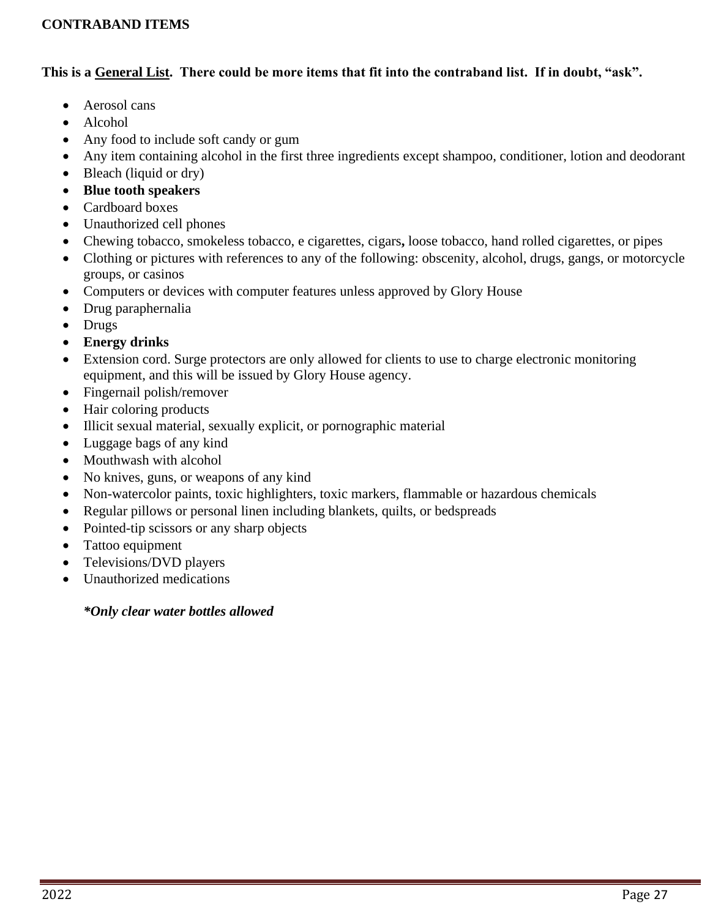**CONTRABAND ITEMS**

**This is a General List. There could be more items that fit into the contraband list. If in doubt, "ask".**

- Aerosol cans
- Alcohol
- Any food to include soft candy or gum
- Any item containing alcohol in the first three ingredients except shampoo, conditioner, lotion and deodorant
- Bleach (liquid or dry)
- **Blue tooth speakers**
- Cardboard boxes
- Unauthorized cell phones
- Chewing tobacco, smokeless tobacco, e cigarettes, cigars**,** loose tobacco, hand rolled cigarettes, or pipes
- Clothing or pictures with references to any of the following: obscenity, alcohol, drugs, gangs, or motorcycle groups, or casinos
- Computers or devices with computer features unless approved by Glory House
- Drug paraphernalia
- Drugs
- **Energy drinks**
- Extension cord. Surge protectors are only allowed for clients to use to charge electronic monitoring equipment, and this will be issued by Glory House agency.
- Fingernail polish/remover
- Hair coloring products
- Illicit sexual material, sexually explicit, or pornographic material
- Luggage bags of any kind
- Mouthwash with alcohol
- No knives, guns, or weapons of any kind
- Non-watercolor paints, toxic highlighters, toxic markers, flammable or hazardous chemicals
- Regular pillows or personal linen including blankets, quilts, or bedspreads
- Pointed-tip scissors or any sharp objects
- Tattoo equipment
- Televisions/DVD players
- Unauthorized medications

***Only clear water bottles allowed***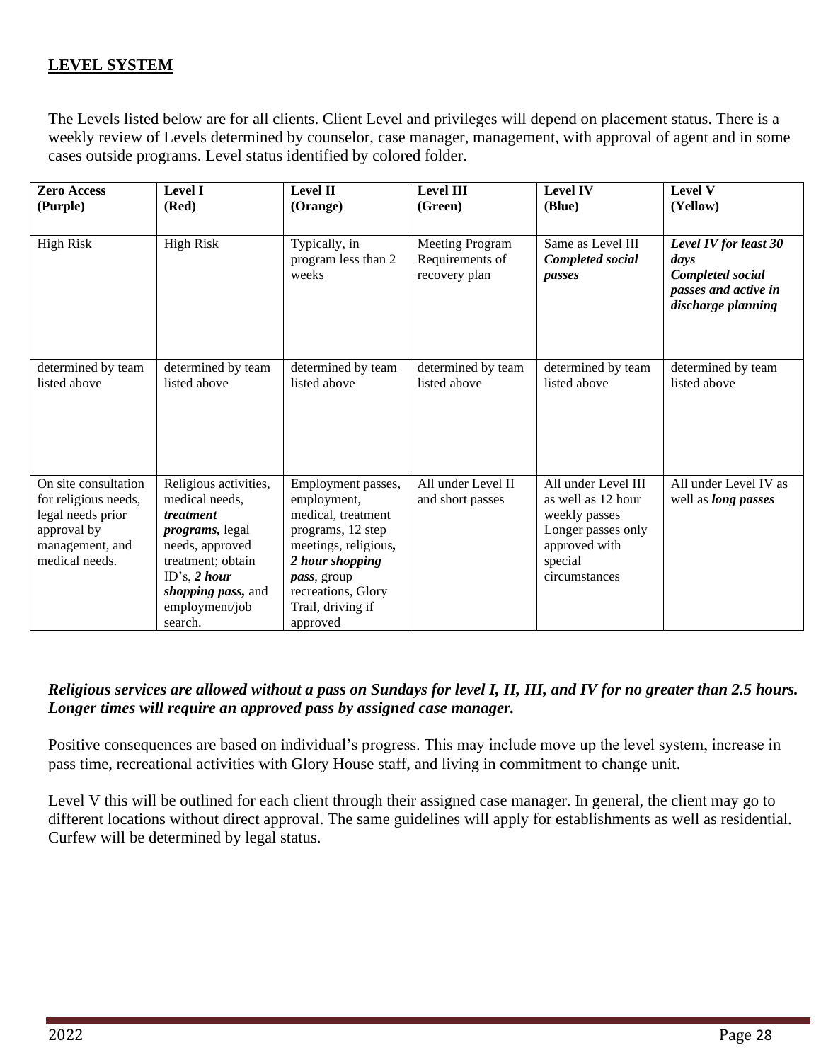## **LEVEL SYSTEM**

The Levels listed below are for all clients. Client Level and privileges will depend on placement status. There is a weekly review of Levels determined by counselor, case manager, management, with approval of agent and in some cases outside programs. Level status identified by colored folder.

| **Zero Access (Purple)** | **Level I (Red)** | **Level II (Orange)** | **Level III (Green)** | **Level IV (Blue)** | **Level V (Yellow)** |
|---|---|---|---|---|---|
| High Risk | High Risk | Typically, in program less than 2 weeks | Meeting Program Requirements of recovery plan | Same as Level III ***Completed social passes*** | ***Level IV for least 30 days Completed social passes and active in discharge planning*** |
| determined by team listed above | determined by team listed above | determined by team listed above | determined by team listed above | determined by team listed above | determined by team listed above |
| On site consultation for religious needs, legal needs prior approval by management, and medical needs. | Religious activities, medical needs, ***treatment programs,*** legal needs, approved treatment; obtain ID's, ***2 hour shopping pass,*** and employment/job search. | Employment passes, employment, medical, treatment programs, 12 step meetings, religious**,** ***2 hour shopping pass***, group recreations, Glory Trail, driving if approved | All under Level II and short passes | All under Level III as well as 12 hour weekly passes Longer passes only approved with special circumstances | All under Level IV as well as ***long passes*** |

***Religious services are allowed without a pass on Sundays for level I, II, III, and IV for no greater than 2.5 hours. Longer times will require an approved pass by assigned case manager.***

Positive consequences are based on individual's progress. This may include move up the level system, increase in pass time, recreational activities with Glory House staff, and living in commitment to change unit.

Level V this will be outlined for each client through their assigned case manager. In general, the client may go to different locations without direct approval. The same guidelines will apply for establishments as well as residential. Curfew will be determined by legal status.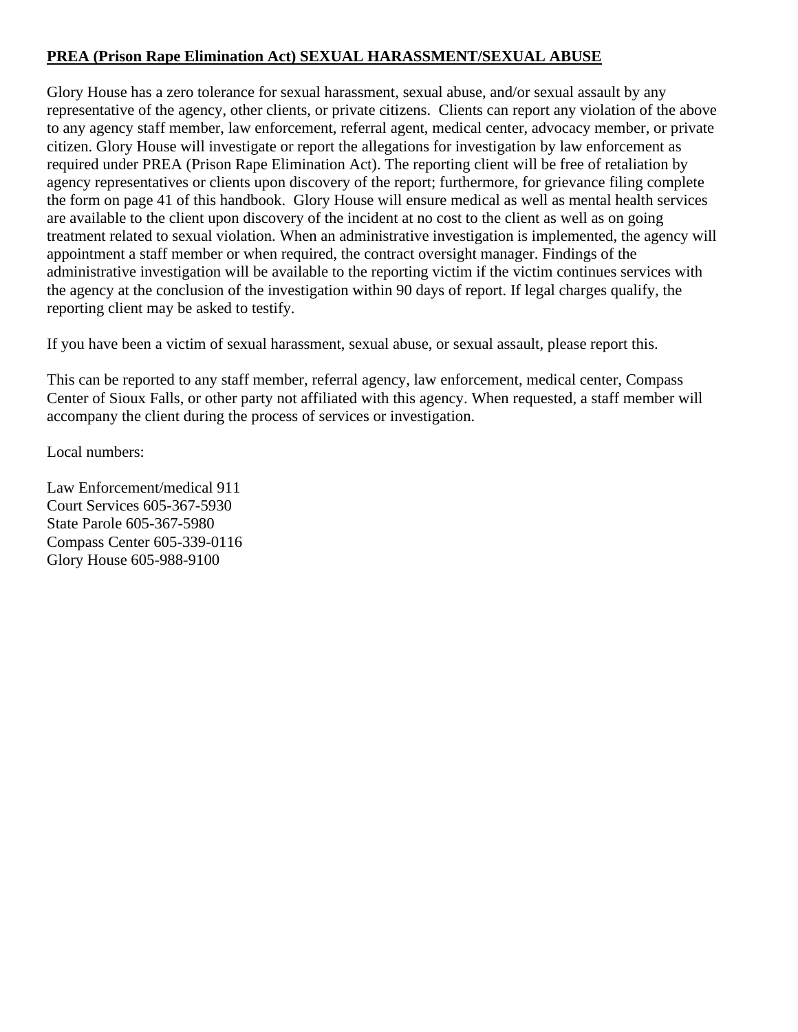**PREA (Prison Rape Elimination Act) SEXUAL HARASSMENT/SEXUAL ABUSE**

Glory House has a zero tolerance for sexual harassment, sexual abuse, and/or sexual assault by any representative of the agency, other clients, or private citizens. Clients can report any violation of the above to any agency staff member, law enforcement, referral agent, medical center, advocacy member, or private citizen. Glory House will investigate or report the allegations for investigation by law enforcement as required under PREA (Prison Rape Elimination Act). The reporting client will be free of retaliation by agency representatives or clients upon discovery of the report; furthermore, for grievance filing complete the form on page 41 of this handbook. Glory House will ensure medical as well as mental health services are available to the client upon discovery of the incident at no cost to the client as well as on going treatment related to sexual violation. When an administrative investigation is implemented, the agency will appointment a staff member or when required, the contract oversight manager. Findings of the administrative investigation will be available to the reporting victim if the victim continues services with the agency at the conclusion of the investigation within 90 days of report. If legal charges qualify, the reporting client may be asked to testify.

If you have been a victim of sexual harassment, sexual abuse, or sexual assault, please report this.

This can be reported to any staff member, referral agency, law enforcement, medical center, Compass Center of Sioux Falls, or other party not affiliated with this agency. When requested, a staff member will accompany the client during the process of services or investigation.

Local numbers:

Law Enforcement/medical 911
Court Services 605-367-5930
State Parole 605-367-5980
Compass Center 605-339-0116
Glory House 605-988-9100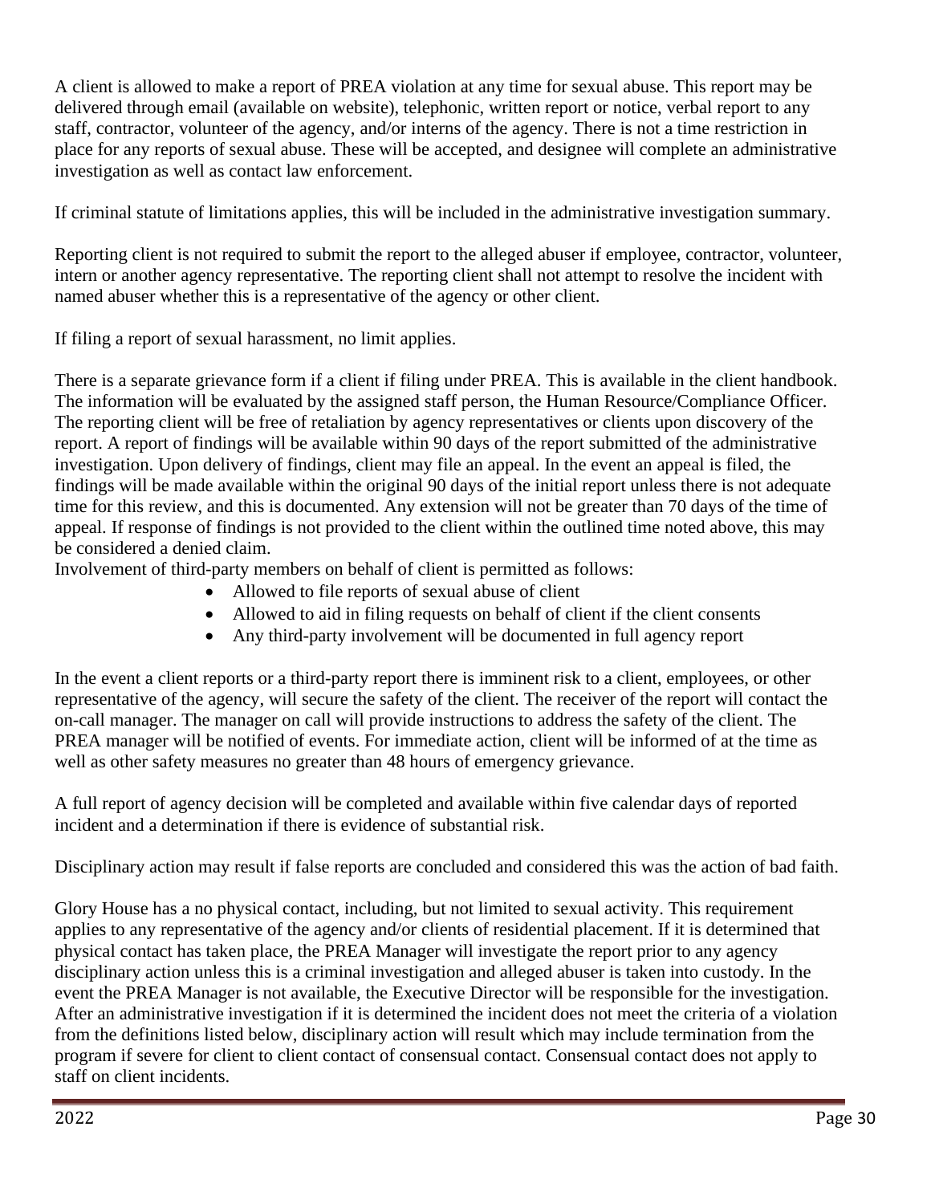A client is allowed to make a report of PREA violation at any time for sexual abuse. This report may be delivered through email (available on website), telephonic, written report or notice, verbal report to any staff, contractor, volunteer of the agency, and/or interns of the agency. There is not a time restriction in place for any reports of sexual abuse. These will be accepted, and designee will complete an administrative investigation as well as contact law enforcement.

If criminal statute of limitations applies, this will be included in the administrative investigation summary.

Reporting client is not required to submit the report to the alleged abuser if employee, contractor, volunteer, intern or another agency representative. The reporting client shall not attempt to resolve the incident with named abuser whether this is a representative of the agency or other client.

If filing a report of sexual harassment, no limit applies.

There is a separate grievance form if a client if filing under PREA. This is available in the client handbook. The information will be evaluated by the assigned staff person, the Human Resource/Compliance Officer. The reporting client will be free of retaliation by agency representatives or clients upon discovery of the report. A report of findings will be available within 90 days of the report submitted of the administrative investigation. Upon delivery of findings, client may file an appeal. In the event an appeal is filed, the findings will be made available within the original 90 days of the initial report unless there is not adequate time for this review, and this is documented. Any extension will not be greater than 70 days of the time of appeal. If response of findings is not provided to the client within the outlined time noted above, this may be considered a denied claim.
Involvement of third-party members on behalf of client is permitted as follows:

- Allowed to file reports of sexual abuse of client
- Allowed to aid in filing requests on behalf of client if the client consents
- Any third-party involvement will be documented in full agency report

In the event a client reports or a third-party report there is imminent risk to a client, employees, or other representative of the agency, will secure the safety of the client. The receiver of the report will contact the on-call manager. The manager on call will provide instructions to address the safety of the client. The PREA manager will be notified of events. For immediate action, client will be informed of at the time as well as other safety measures no greater than 48 hours of emergency grievance.

A full report of agency decision will be completed and available within five calendar days of reported incident and a determination if there is evidence of substantial risk.

Disciplinary action may result if false reports are concluded and considered this was the action of bad faith.

Glory House has a no physical contact, including, but not limited to sexual activity. This requirement applies to any representative of the agency and/or clients of residential placement. If it is determined that physical contact has taken place, the PREA Manager will investigate the report prior to any agency disciplinary action unless this is a criminal investigation and alleged abuser is taken into custody. In the event the PREA Manager is not available, the Executive Director will be responsible for the investigation. After an administrative investigation if it is determined the incident does not meet the criteria of a violation from the definitions listed below, disciplinary action will result which may include termination from the program if severe for client to client contact of consensual contact. Consensual contact does not apply to staff on client incidents.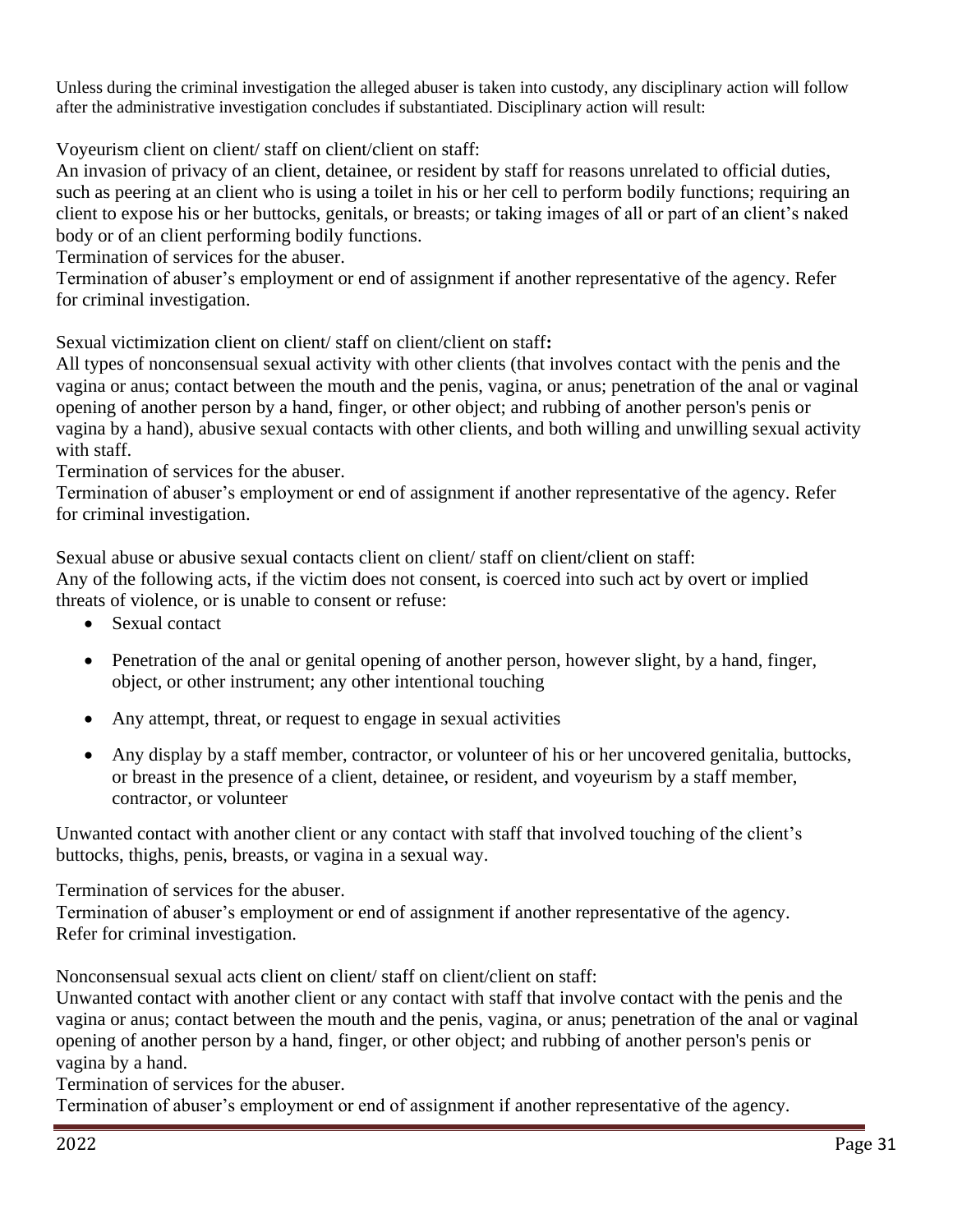Unless during the criminal investigation the alleged abuser is taken into custody, any disciplinary action will follow after the administrative investigation concludes if substantiated. Disciplinary action will result:

Voyeurism client on client/ staff on client/client on staff:
An invasion of privacy of an client, detainee, or resident by staff for reasons unrelated to official duties, such as peering at an client who is using a toilet in his or her cell to perform bodily functions; requiring an client to expose his or her buttocks, genitals, or breasts; or taking images of all or part of an client's naked body or of an client performing bodily functions.
Termination of services for the abuser.
Termination of abuser's employment or end of assignment if another representative of the agency. Refer for criminal investigation.

Sexual victimization client on client/ staff on client/client on staff**:**
All types of nonconsensual sexual activity with other clients (that involves contact with the penis and the vagina or anus; contact between the mouth and the penis, vagina, or anus; penetration of the anal or vaginal opening of another person by a hand, finger, or other object; and rubbing of another person's penis or vagina by a hand), abusive sexual contacts with other clients, and both willing and unwilling sexual activity with staff.
Termination of services for the abuser.
Termination of abuser's employment or end of assignment if another representative of the agency. Refer for criminal investigation.

Sexual abuse or abusive sexual contacts client on client/ staff on client/client on staff:
Any of the following acts, if the victim does not consent, is coerced into such act by overt or implied threats of violence, or is unable to consent or refuse:

- Sexual contact
- Penetration of the anal or genital opening of another person, however slight, by a hand, finger, object, or other instrument; any other intentional touching
- Any attempt, threat, or request to engage in sexual activities
- Any display by a staff member, contractor, or volunteer of his or her uncovered genitalia, buttocks, or breast in the presence of a client, detainee, or resident, and voyeurism by a staff member, contractor, or volunteer

Unwanted contact with another client or any contact with staff that involved touching of the client's buttocks, thighs, penis, breasts, or vagina in a sexual way.

Termination of services for the abuser.
Termination of abuser's employment or end of assignment if another representative of the agency.
Refer for criminal investigation.

Nonconsensual sexual acts client on client/ staff on client/client on staff:
Unwanted contact with another client or any contact with staff that involve contact with the penis and the vagina or anus; contact between the mouth and the penis, vagina, or anus; penetration of the anal or vaginal opening of another person by a hand, finger, or other object; and rubbing of another person's penis or vagina by a hand.
Termination of services for the abuser.
Termination of abuser's employment or end of assignment if another representative of the agency.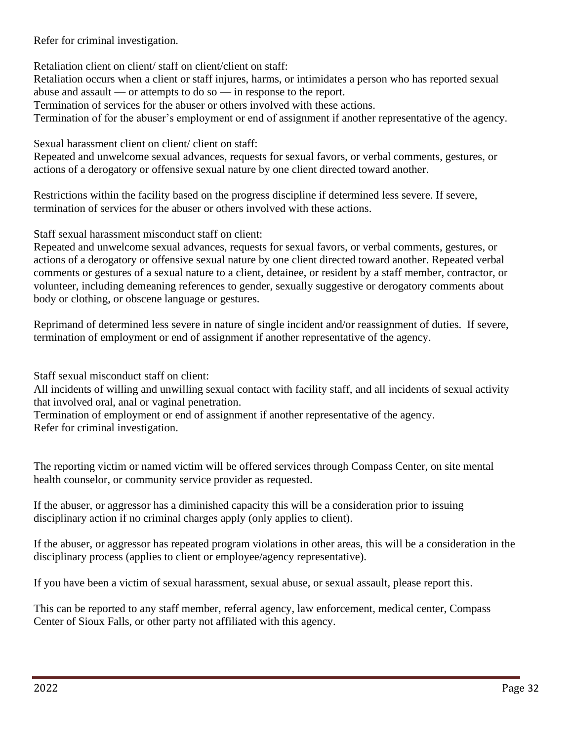Refer for criminal investigation.

Retaliation client on client/ staff on client/client on staff:
Retaliation occurs when a client or staff injures, harms, or intimidates a person who has reported sexual abuse and assault — or attempts to do so — in response to the report.
Termination of services for the abuser or others involved with these actions.
Termination of for the abuser's employment or end of assignment if another representative of the agency.

Sexual harassment client on client/ client on staff:
Repeated and unwelcome sexual advances, requests for sexual favors, or verbal comments, gestures, or actions of a derogatory or offensive sexual nature by one client directed toward another.

Restrictions within the facility based on the progress discipline if determined less severe. If severe, termination of services for the abuser or others involved with these actions.

Staff sexual harassment misconduct staff on client:
Repeated and unwelcome sexual advances, requests for sexual favors, or verbal comments, gestures, or actions of a derogatory or offensive sexual nature by one client directed toward another. Repeated verbal comments or gestures of a sexual nature to a client, detainee, or resident by a staff member, contractor, or volunteer, including demeaning references to gender, sexually suggestive or derogatory comments about body or clothing, or obscene language or gestures.

Reprimand of determined less severe in nature of single incident and/or reassignment of duties. If severe, termination of employment or end of assignment if another representative of the agency.

Staff sexual misconduct staff on client:
All incidents of willing and unwilling sexual contact with facility staff, and all incidents of sexual activity that involved oral, anal or vaginal penetration.
Termination of employment or end of assignment if another representative of the agency.
Refer for criminal investigation.

The reporting victim or named victim will be offered services through Compass Center, on site mental health counselor, or community service provider as requested.

If the abuser, or aggressor has a diminished capacity this will be a consideration prior to issuing disciplinary action if no criminal charges apply (only applies to client).

If the abuser, or aggressor has repeated program violations in other areas, this will be a consideration in the disciplinary process (applies to client or employee/agency representative).

If you have been a victim of sexual harassment, sexual abuse, or sexual assault, please report this.

This can be reported to any staff member, referral agency, law enforcement, medical center, Compass Center of Sioux Falls, or other party not affiliated with this agency.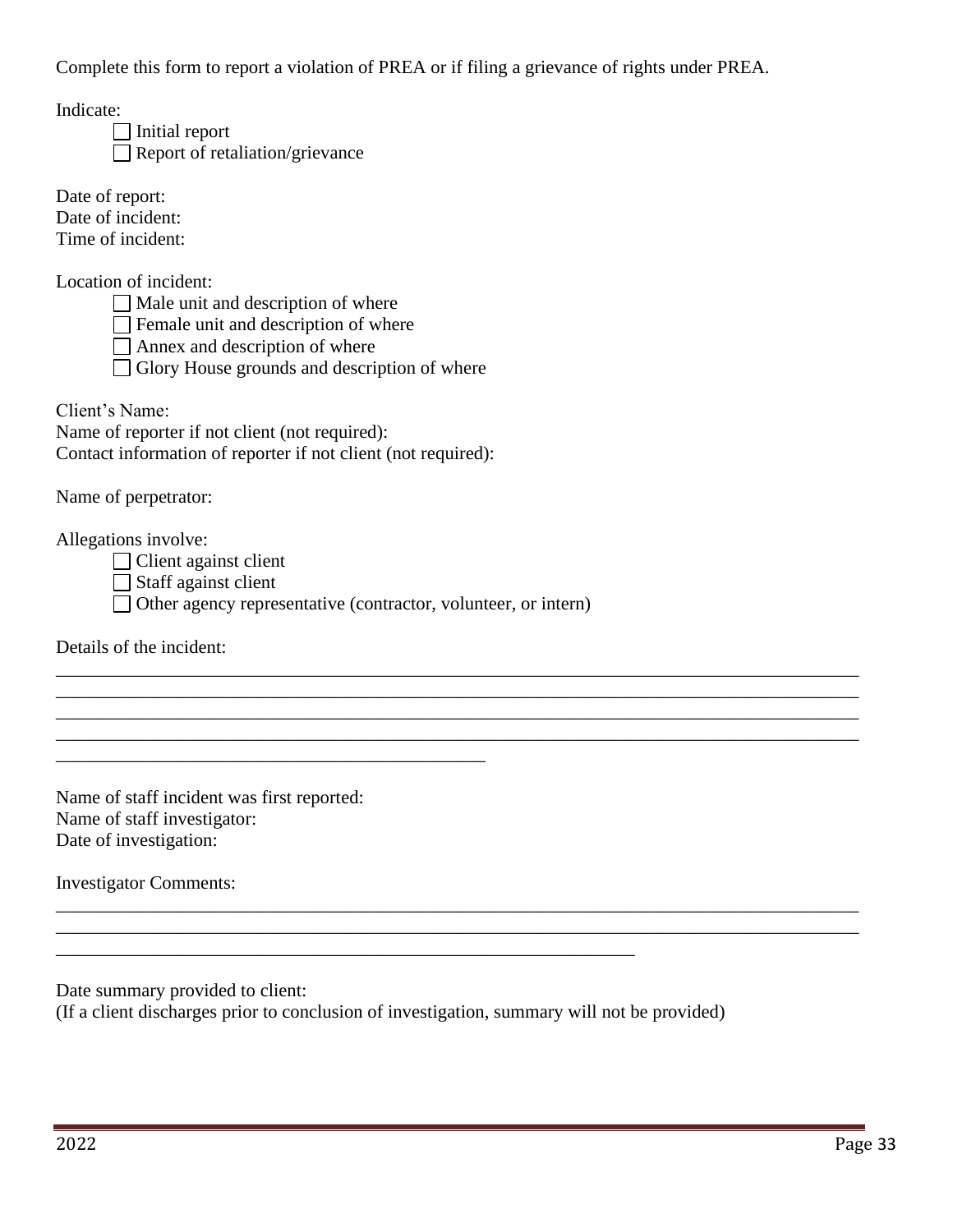Complete this form to report a violation of PREA or if filing a grievance of rights under PREA.

Indicate:

- ☐ Initial report
- ☐ Report of retaliation/grievance

Date of report:
Date of incident:
Time of incident:

Location of incident:

- ☐ Male unit and description of where
- ☐ Female unit and description of where
- ☐ Annex and description of where
- ☐ Glory House grounds and description of where

Client's Name:
Name of reporter if not client (not required):
Contact information of reporter if not client (not required):

Name of perpetrator:

Allegations involve:

- ☐ Client against client
- ☐ Staff against client
- ☐ Other agency representative (contractor, volunteer, or intern)

Details of the incident:

______________________________________________________________________________
______________________________________________________________________________
______________________________________________________________________________
______________________________________________________________________________
__________________________________________

Name of staff incident was first reported:
Name of staff investigator:
Date of investigation:

Investigator Comments:

______________________________________________________________________________
______________________________________________________________________________
________________________________________________________

Date summary provided to client:
(If a client discharges prior to conclusion of investigation, summary will not be provided)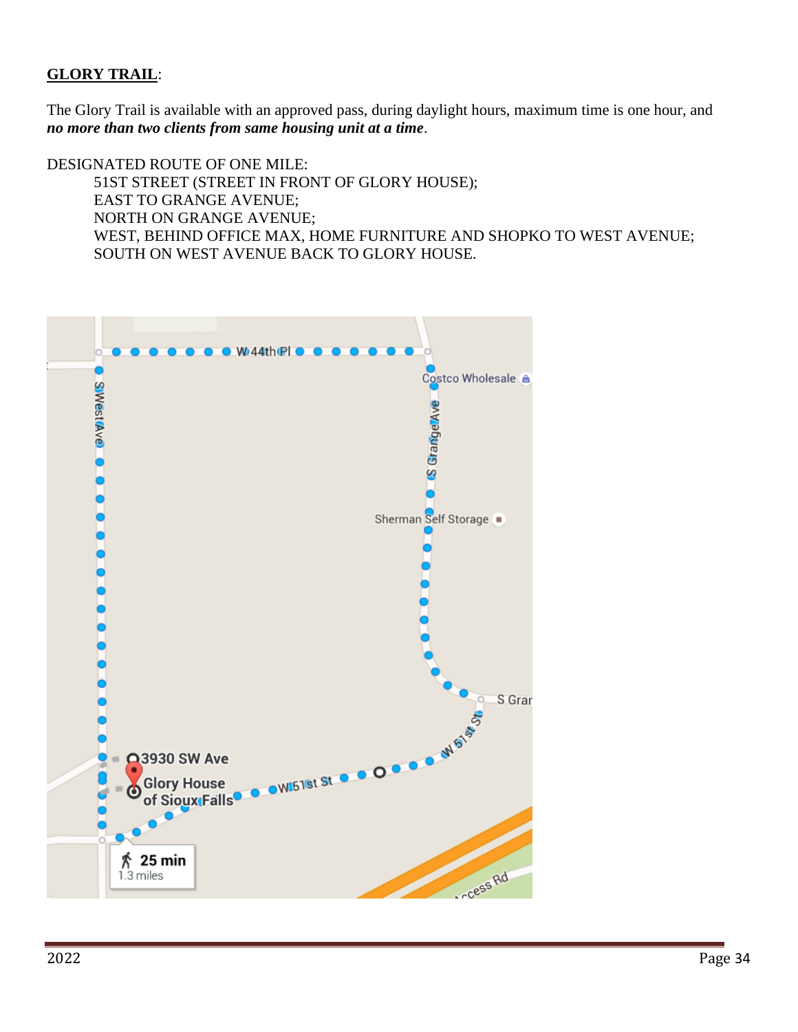**GLORY TRAIL**:

The Glory Trail is available with an approved pass, during daylight hours, maximum time is one hour, and ***no more than two clients from same housing unit at a time***.

DESIGNATED ROUTE OF ONE MILE:

- 51ST STREET (STREET IN FRONT OF GLORY HOUSE);
- EAST TO GRANGE AVENUE;
- NORTH ON GRANGE AVENUE;
- WEST, BEHIND OFFICE MAX, HOME FURNITURE AND SHOPKO TO WEST AVENUE;
- SOUTH ON WEST AVENUE BACK TO GLORY HOUSE.

W 44th Pl
Costco Wholesale
S West Ave
S Grange Ave
Sherman Self Storage
S Gran
W 51st St
3930 SW Ave
Glory House of Sioux Falls
W 51st St
25 min
1.3 miles
Access Rd